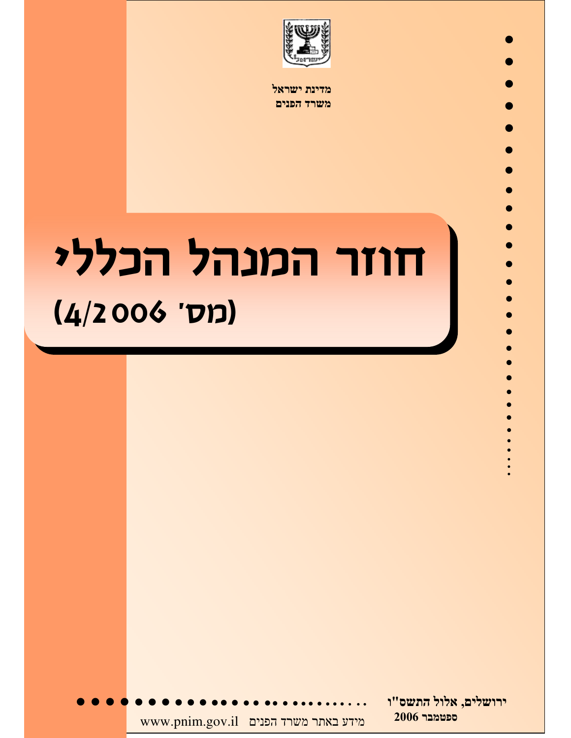מדינת ישראל
משרד הפנים

# חוזר המנהל הכללי

## (מס' 4/2006)

ירושלים, אלול התשס"ו
ספטמבר 2006

מידע באתר משרד הפנים www.pnim.gov.il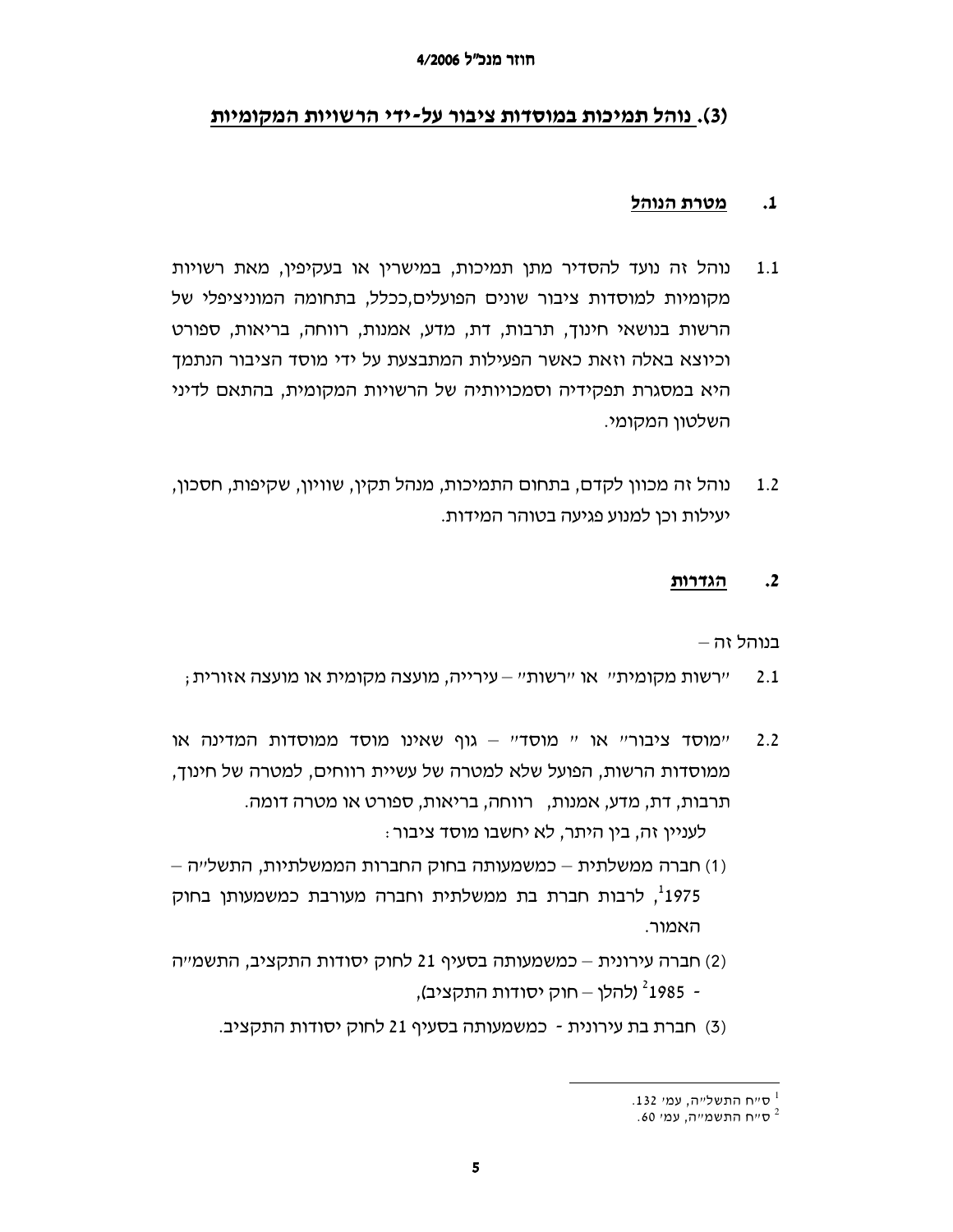## (3). נוהל תמיכות במוסדות ציבור על-ידי הרשויות המקומיות

### 1. מטרת הנוהל

1.1 נוהל זה נועד להסדיר מתן תמיכות, במישרין או בעקיפין, מאת רשויות מקומיות למוסדות ציבור שונים הפועלים,ככלל, בתחומה המוניציפלי של הרשות בנושאי חינוך, תרבות, דת, מדע, אמנות, רווחה, בריאות, ספורט וכיוצא באלה וזאת כאשר הפעילות המתבצעת על ידי מוסד הציבור הנתמך היא במסגרת תפקידיה וסמכויותיה של הרשויות המקומית, בהתאם לדיני השלטון המקומי.

1.2 נוהל זה מכוון לקדם, בתחום התמיכות, מנהל תקין, שוויון, שקיפות, חסכון, יעילות וכן למנוע פגיעה בטוהר המידות.

### 2. הגדרות

בנוהל זה –

2.1 "רשות מקומית" או "רשות" – עירייה, מועצה מקומית או מועצה אזורית;

2.2 "מוסד ציבור" או " מוסד" – גוף שאינו מוסד ממוסדות המדינה או ממוסדות הרשות, הפועל שלא למטרה של עשיית רווחים, למטרה של חינוך, תרבות, דת, מדע, אמנות, רווחה, בריאות, ספורט או מטרה דומה.

לעניין זה, בין היתר, לא יחשבו מוסד ציבור:

(1) חברה ממשלתית – כמשמעותה בחוק החברות הממשלתיות, התשל"ה – 1975[1], לרבות חברת בת ממשלתית וחברה מעורבת כמשמעותן בחוק האמור.

(2) חברה עירונית – כמשמעותה בסעיף 21 לחוק יסודות התקציב, התשמ"ה - 1985[2] (להלן – חוק יסודות התקציב),

(3) חברת בת עירונית - כמשמעותה בסעיף 21 לחוק יסודות התקציב.

---

[1] ס"ח התשל"ה, עמ' 132.

[2] ס"ח התשמ"ה, עמ' 60.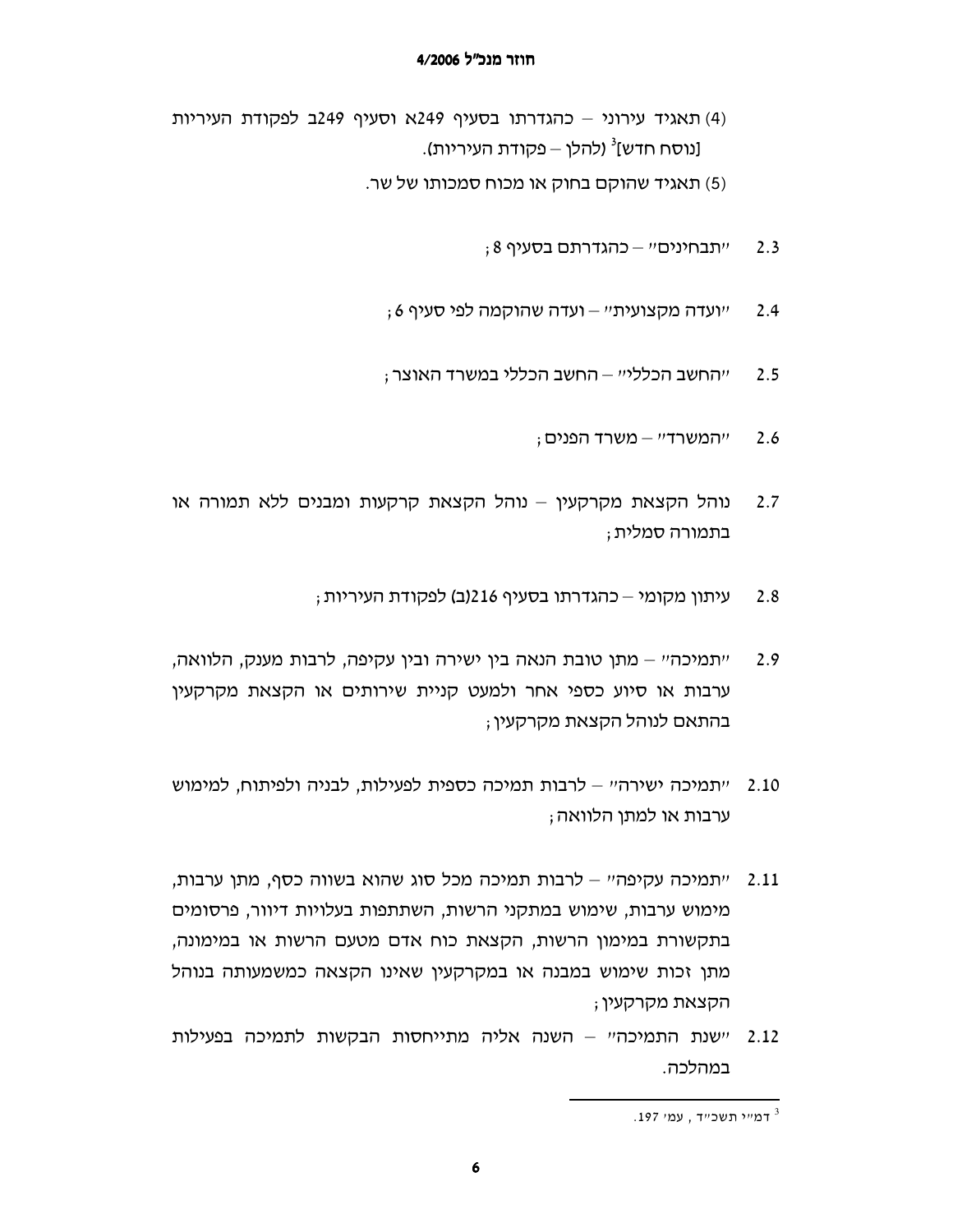(4) תאגיד עירוני – כהגדרתו בסעיף 249א וסעיף 249ב לפקודת העיריות [נוסח חדש][3] (להלן – פקודת העיריות).

(5) תאגיד שהוקם בחוק או מכוח סמכותו של שר.

2.3 "תבחינים" – כהגדרתם בסעיף 8;

2.4 "ועדה מקצועית" – ועדה שהוקמה לפי סעיף 6;

2.5 "החשב הכללי" – החשב הכללי במשרד האוצר;

2.6 "המשרד" – משרד הפנים;

2.7 נוהל הקצאת מקרקעין – נוהל הקצאת קרקעות ומבנים ללא תמורה או בתמורה סמלית;

2.8 עיתון מקומי – כהגדרתו בסעיף 216(ב) לפקודת העיריות;

2.9 "תמיכה" – מתן טובת הנאה בין ישירה ובין עקיפה, לרבות מענק, הלוואה, ערבות או סיוע כספי אחר ולמעט קניית שירותים או הקצאת מקרקעין בהתאם לנוהל הקצאת מקרקעין;

2.10 "תמיכה ישירה" – לרבות תמיכה כספית לפעילות, לבניה ולפיתוח, למימוש ערבות או למתן הלוואה;

2.11 "תמיכה עקיפה" – לרבות תמיכה מכל סוג שהוא בשווה כסף, מתן ערבות, מימוש ערבות, שימוש במתקני הרשות, השתתפות בעלויות דיוור, פרסומים בתקשורת במימון הרשות, הקצאת כוח אדם מטעם הרשות או במימונה, מתן זכות שימוש במבנה או במקרקעין שאינו הקצאה כמשמעותה בנוהל הקצאת מקרקעין;

2.12 "שנת התמיכה" – השנה אליה מתייחסות הבקשות לתמיכה בפעילות במהלכה.

---

[3] דמ"י תשכ"ד, עמ' 197.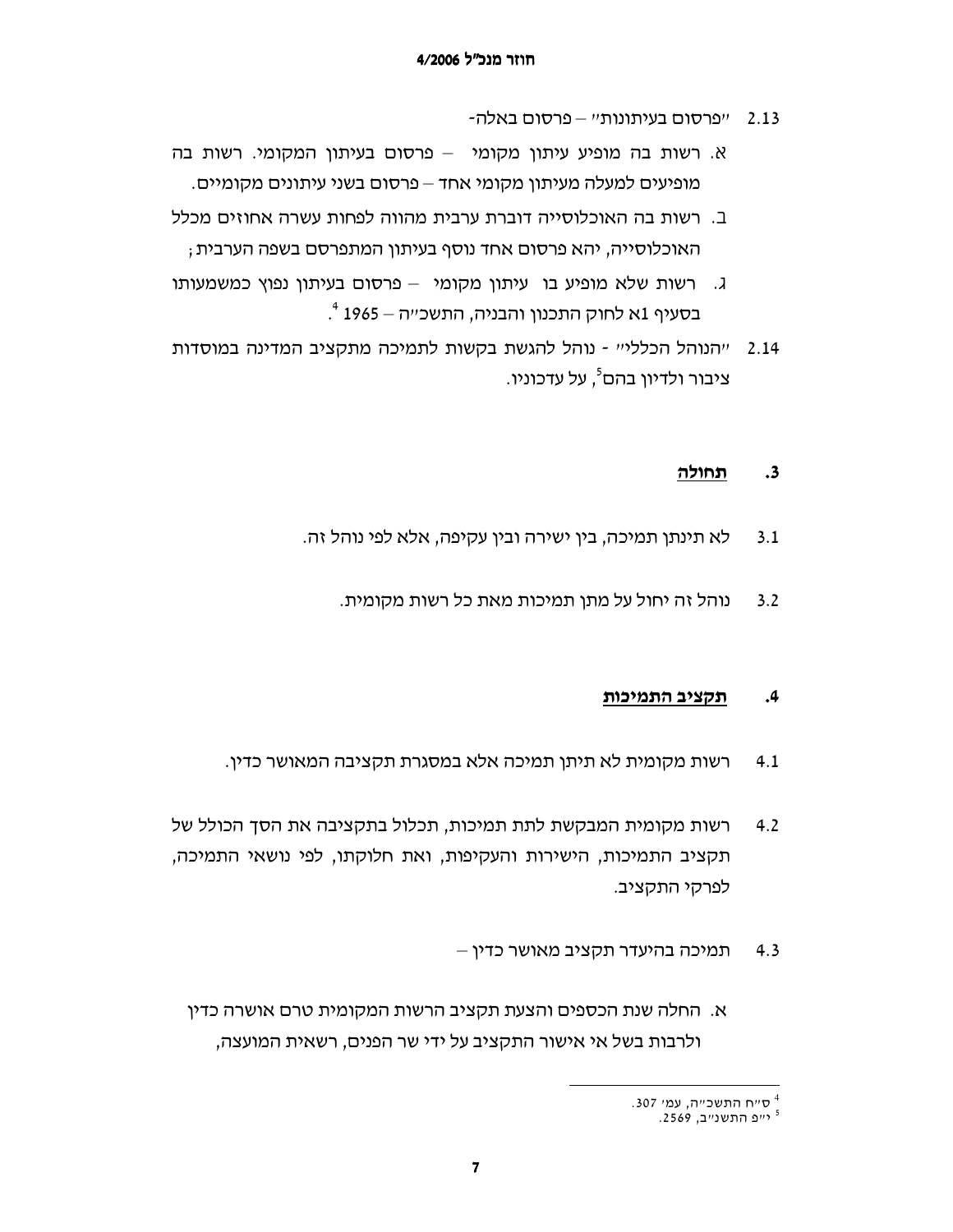2.13 "פרסום בעיתונות" – פרסום באלה-

א. רשות בה מופיע עיתון מקומי – פרסום בעיתון המקומי. רשות בה מופיעים למעלה מעיתון מקומי אחד – פרסום בשני עיתונים מקומיים.

ב. רשות בה האוכלוסייה דוברת ערבית מהווה לפחות עשרה אחוזים מכלל האוכלוסייה, יהא פרסום אחד נוסף בעיתון המתפרסם בשפה הערבית;

ג. רשות שלא מופיע בו עיתון מקומי – פרסום בעיתון נפוץ כמשמעותו בסעיף 1א לחוק התכנון והבניה, התשכ"ה – 1965 [4].

2.14 "הנוהל הכללי" - נוהל להגשת בקשות לתמיכה מתקציב המדינה במוסדות ציבור ולדיון בהם[5], על עדכוניו.

## 3. תחולה

3.1 לא תינתן תמיכה, בין ישירה ובין עקיפה, אלא לפי נוהל זה.

3.2 נוהל זה יחול על מתן תמיכות מאת כל רשות מקומית.

## 4. תקציב התמיכות

4.1 רשות מקומית לא תיתן תמיכה אלא במסגרת תקציבה המאושר כדין.

4.2 רשות מקומית המבקשת לתת תמיכות, תכלול בתקציבה את הסך הכולל של תקציב התמיכות, הישירות והעקיפות, ואת חלוקתו, לפי נושאי התמיכה, לפרקי התקציב.

4.3 תמיכה בהיעדר תקציב מאושר כדין –

א. החלה שנת הכספים והצעת תקציב הרשות המקומית טרם אושרה כדין ולרבות בשל אי אישור התקציב על ידי שר הפנים, רשאית המועצה,

---

[4] ס"ח התשכ"ה, עמ' 307.

[5] י"פ התשנ"ב, 2569.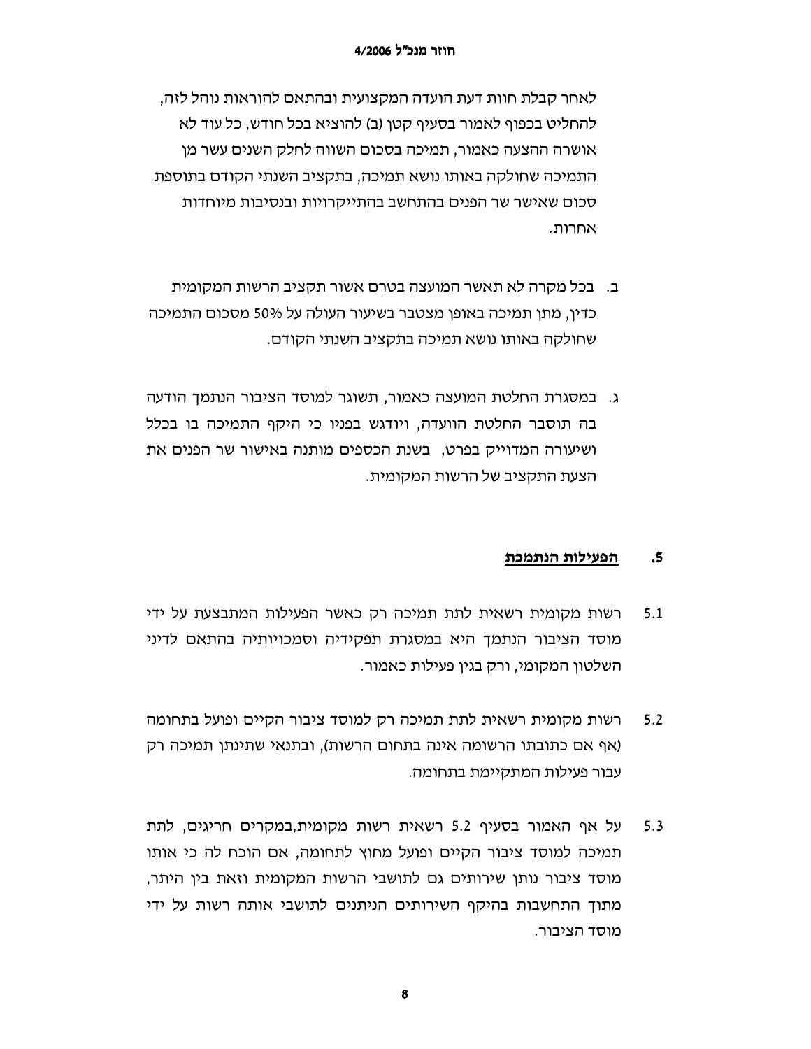לאחר קבלת חוות דעת הועדה המקצועית ובהתאם להוראות נוהל לזה, להחליט בכפוף לאמור בסעיף קטן (ב) להוציא בכל חודש, כל עוד לא אושרה ההצעה כאמור, תמיכה בסכום השווה לחלק השנים עשר מן התמיכה שחולקה באותו נושא תמיכה, בתקציב השנתי הקודם בתוספת סכום שאישר שר הפנים בהתחשב בהתייקרויות ובנסיבות מיוחדות אחרות.

ב. בכל מקרה לא תאשר המועצה בטרם אשור תקציב הרשות המקומית כדין, מתן תמיכה באופן מצטבר בשיעור העולה על 50% מסכום התמיכה שחולקה באותו נושא תמיכה בתקציב השנתי הקודם.

ג. במסגרת החלטת המועצה כאמור, תשוגר למוסד הציבור הנתמך הודעה בה תוסבר החלטת הוועדה, ויודגש בפניו כי היקף התמיכה בו בכלל ושיעורה המדוייק בפרט, בשנת הכספים מותנה באישור שר הפנים את הצעת התקציב של הרשות המקומית.

## 5. **<u>הפעילות הנתמכת</u>**

5.1 רשות מקומית רשאית לתת תמיכה רק כאשר הפעילות המתבצעת על ידי מוסד הציבור הנתמך היא במסגרת תפקידיה וסמכויותיה בהתאם לדיני השלטון המקומי, ורק בגין פעילות כאמור.

5.2 רשות מקומית רשאית לתת תמיכה רק למוסד ציבור הקיים ופועל בתחומה (אף אם כתובתו הרשומה אינה בתחום הרשות), ובתנאי שתינתן תמיכה רק עבור פעילות המתקיימת בתחומה.

5.3 על אף האמור בסעיף 5.2 רשאית רשות מקומית,במקרים חריגים, לתת תמיכה למוסד ציבור הקיים ופועל מחוץ לתחומה, אם הוכח לה כי אותו מוסד ציבור נותן שירותים גם לתושבי הרשות המקומית וזאת בין היתר, מתוך התחשבות בהיקף השירותים הניתנים לתושבי אותה רשות על ידי מוסד הציבור.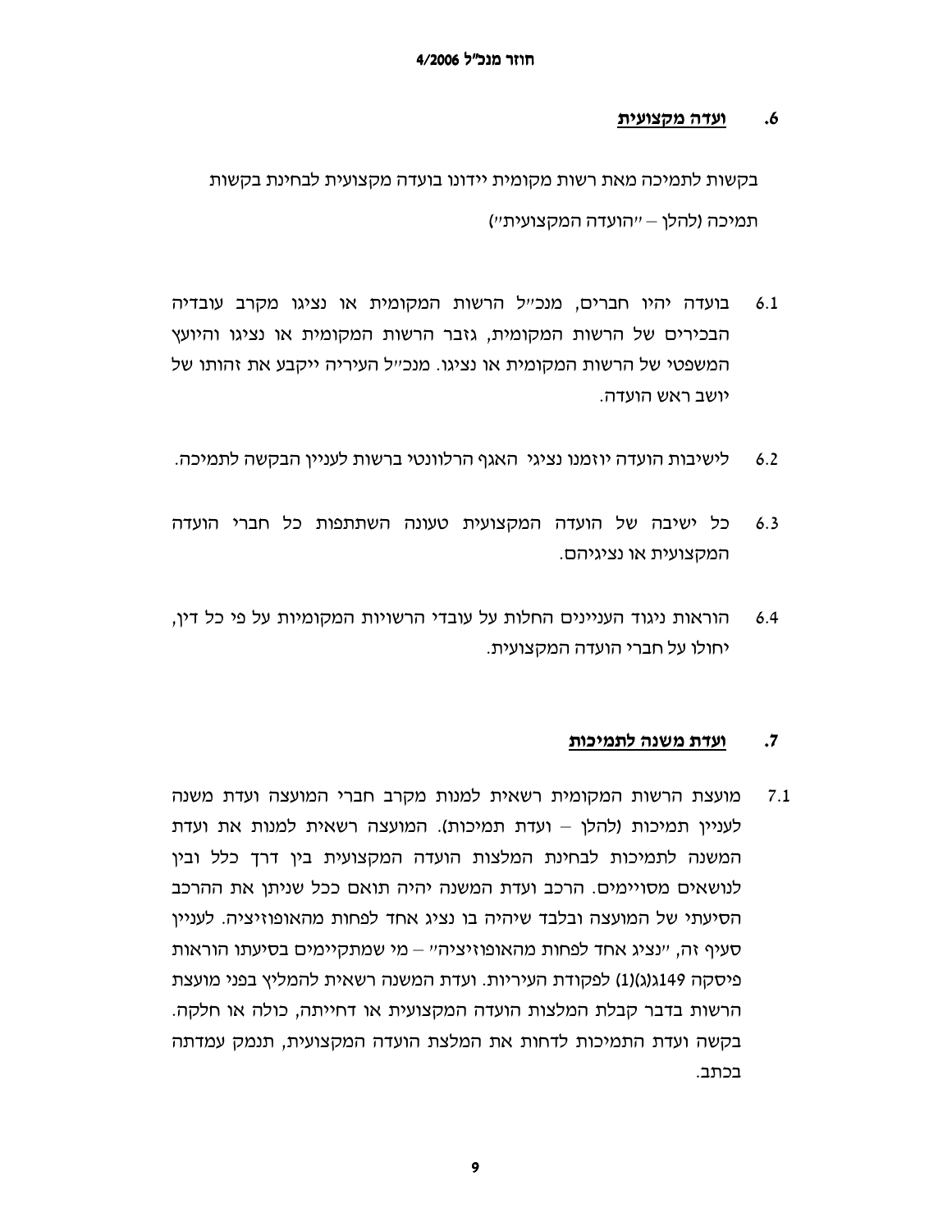## 6. ועדה מקצועית

בקשות לתמיכה מאת רשות מקומית יידונו בועדה מקצועית לבחינת בקשות תמיכה (להלן – "הועדה המקצועית")

6.1 בועדה יהיו חברים, מנכ"ל הרשות המקומית או נציגו מקרב עובדיה הבכירים של הרשות המקומית, גזבר הרשות המקומית או נציגו והיועץ המשפטי של הרשות המקומית או נציגו. מנכ"ל העיריה ייקבע את זהותו של יושב ראש הועדה.

6.2 לישיבות הועדה יוזמנו נציגי האגף הרלוונטי ברשות לעניין הבקשה לתמיכה.

6.3 כל ישיבה של הועדה המקצועית טעונה השתתפות כל חברי הועדה המקצועית או נציגיהם.

6.4 הוראות ניגוד העניינים החלות על עובדי הרשויות המקומיות על פי כל דין, יחולו על חברי הועדה המקצועית.

## 7. ועדת משנה לתמיכות

7.1 מועצת הרשות המקומית רשאית למנות מקרב חברי המועצה ועדת משנה לעניין תמיכות (להלן – ועדת תמיכות). המועצה רשאית למנות את ועדת המשנה לתמיכות לבחינת המלצות הועדה המקצועית בין דרך כלל ובין לנושאים מסויימים. הרכב ועדת המשנה יהיה תואם ככל שניתן את ההרכב הסיעתי של המועצה ובלבד שיהיה בו נציג אחד לפחות מהאופוזיציה. לעניין סעיף זה, "נציג אחד לפחות מהאופוזיציה" – מי שמתקיימים בסיעתו הוראות פיסקה 149ג(ג)(1) לפקודת העיריות. ועדת המשנה רשאית להמליץ בפני מועצת הרשות בדבר קבלת המלצות הועדה המקצועית או דחייתה, כולה או חלקה. בקשה ועדת התמיכות לדחות את המלצת הועדה המקצועית, תנמק עמדתה בכתב.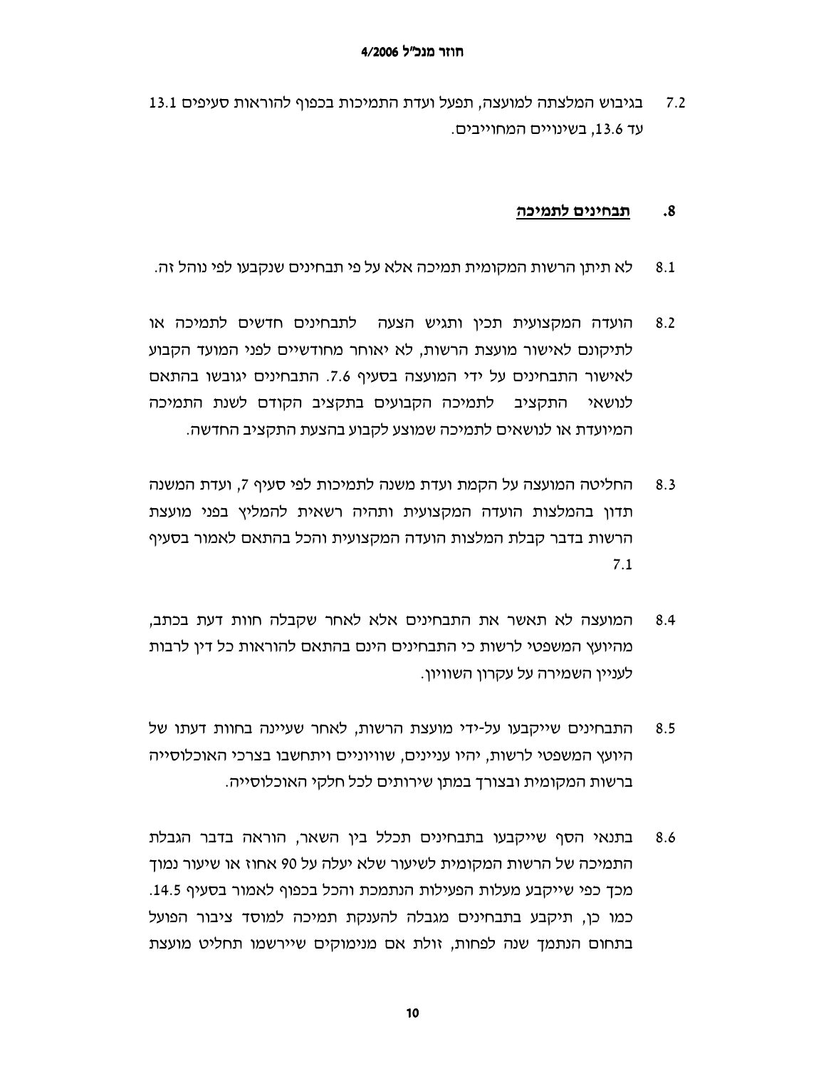7.2 בגיבוש המלצתה למועצה, תפעל ועדת התמיכות בכפוף להוראות סעיפים 13.1 עד 13.6, בשינויים המחוייבים.

## 8. <u>תבחינים לתמיכה</u>

8.1 לא תיתן הרשות המקומית תמיכה אלא על פי תבחינים שנקבעו לפי נוהל זה.

8.2 הועדה המקצועית תכין ותגיש הצעה לתבחינים חדשים לתמיכה או לתיקונם לאישור מועצת הרשות, לא יאוחר מחודשיים לפני המועד הקבוע לאישור התבחינים על ידי המועצה בסעיף 7.6. התבחינים יגובשו בהתאם לנושאי התקציב לתמיכה הקבועים בתקציב הקודם לשנת התמיכה המיועדת או לנושאים לתמיכה שמוצע לקבוע בהצעת התקציב החדשה.

8.3 החליטה המועצה על הקמת ועדת משנה לתמיכות לפי סעיף 7, ועדת המשנה תדון בהמלצות הועדה המקצועית ותהיה רשאית להמליץ בפני מועצת הרשות בדבר קבלת המלצות הועדה המקצועית והכל בהתאם לאמור בסעיף 7.1

8.4 המועצה לא תאשר את התבחינים אלא לאחר שקבלה חוות דעת בכתב, מהיועץ המשפטי לרשות כי התבחינים הינם בהתאם להוראות כל דין לרבות לעניין השמירה על עקרון השוויון.

8.5 התבחינים שייקבעו על-ידי מועצת הרשות, לאחר שעיינה בחוות דעתו של היועץ המשפטי לרשות, יהיו עניינים, שוויוניים ויתחשבו בצרכי האוכלוסייה ברשות המקומית ובצורך במתן שירותים לכל חלקי האוכלוסייה.

8.6 בתנאי הסף שייקבעו בתבחינים תכלל בין השאר, הוראה בדבר הגבלת התמיכה של הרשות המקומית לשיעור שלא יעלה על 90 אחוז או שיעור נמוך מכך כפי שייקבע מעלות הפעילות הנתמכת והכל בכפוף לאמור בסעיף 14.5. כמו כן, תיקבע בתבחינים מגבלה להענקת תמיכה למוסד ציבור הפועל בתחום הנתמך שנה לפחות, זולת אם מנימוקים שיירשמו תחליט מועצת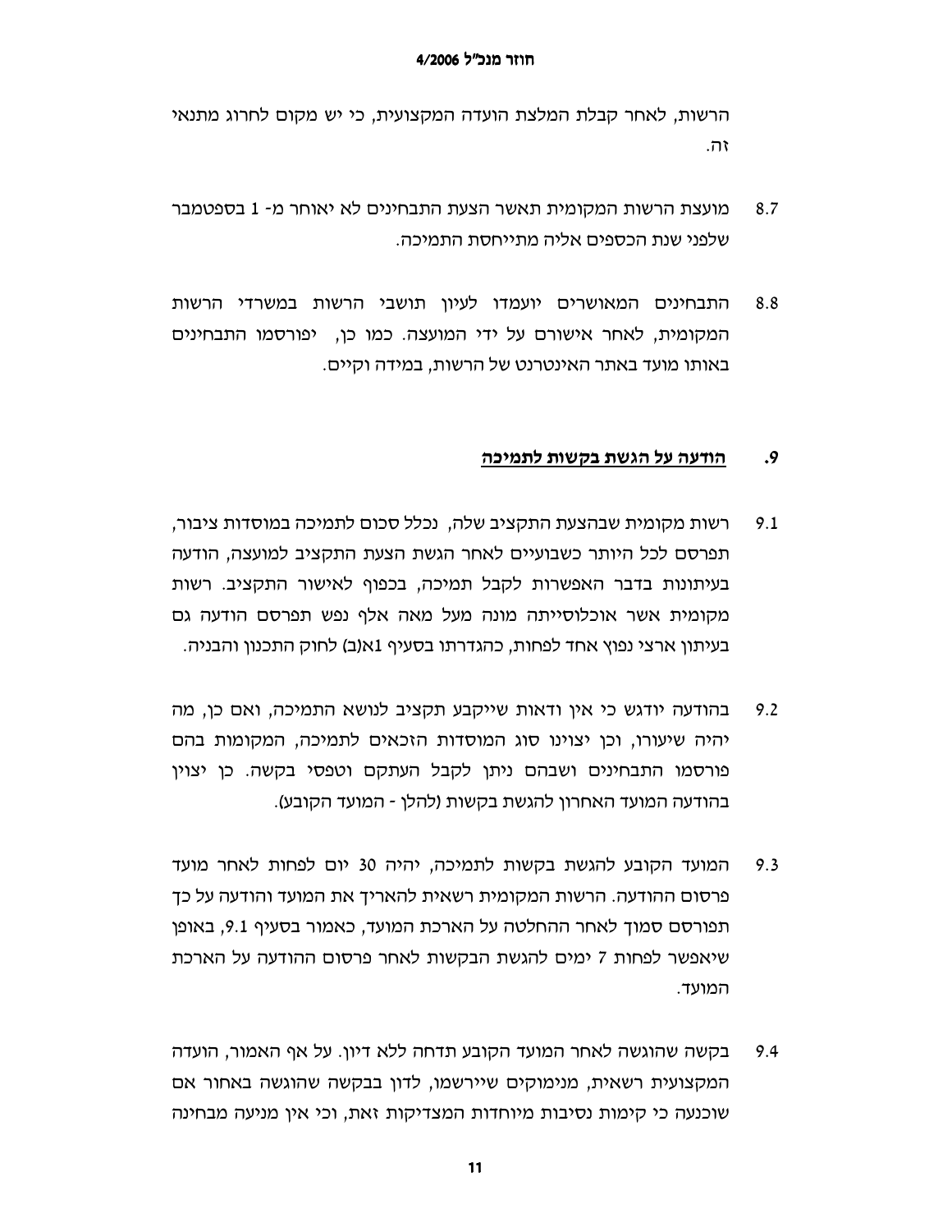הרשות, לאחר קבלת המלצת הועדה המקצועית, כי יש מקום לחרוג מתנאי זה.

8.7 מועצת הרשות המקומית תאשר הצעת התבחינים לא יאוחר מ- 1 בספטמבר שלפני שנת הכספים אליה מתייחסת התמיכה.

8.8 התבחינים המאושרים יועמדו לעיון תושבי הרשות במשרדי הרשות המקומית, לאחר אישורם על ידי המועצה. כמו כן, יפורסמו התבחינים באותו מועד באתר האינטרנט של הרשות, במידה וקיים.

## 9. <u>הודעה על הגשת בקשות לתמיכה</u>

9.1 רשות מקומית שבהצעת התקציב שלה, נכלל סכום לתמיכה במוסדות ציבור, תפרסם לכל היותר כשבועיים לאחר הגשת הצעת התקציב למועצה, הודעה בעיתונות בדבר האפשרות לקבל תמיכה, בכפוף לאישור התקציב. רשות מקומית אשר אוכלוסייתה מונה מעל מאה אלף נפש תפרסם הודעה גם בעיתון ארצי נפוץ אחד לפחות, כהגדרתו בסעיף 1א(ב) לחוק התכנון והבניה.

9.2 בהודעה יודגש כי אין ודאות שייקבע תקציב לנושא התמיכה, ואם כן, מה יהיה שיעורו, וכן יצוינו סוג המוסדות הזכאים לתמיכה, המקומות בהם פורסמו התבחינים ושבהם ניתן לקבל העתקם וטפסי בקשה. כן יצוין בהודעה המועד האחרון להגשת בקשות (להלן - המועד הקובע).

9.3 המועד הקובע להגשת בקשות לתמיכה, יהיה 30 יום לפחות לאחר מועד פרסום ההודעה. הרשות המקומית רשאית להאריך את המועד והודעה על כך תפורסם סמוך לאחר ההחלטה על הארכת המועד, כאמור בסעיף 9.1, באופן שיאפשר לפחות 7 ימים להגשת הבקשות לאחר פרסום ההודעה על הארכת המועד.

9.4 בקשה שהוגשה לאחר המועד הקובע תדחה ללא דיון. על אף האמור, הועדה המקצועית רשאית, מנימוקים שיירשמו, לדון בבקשה שהוגשה באחור אם שוכנעה כי קימות נסיבות מיוחדות המצדיקות זאת, וכי אין מניעה מבחינה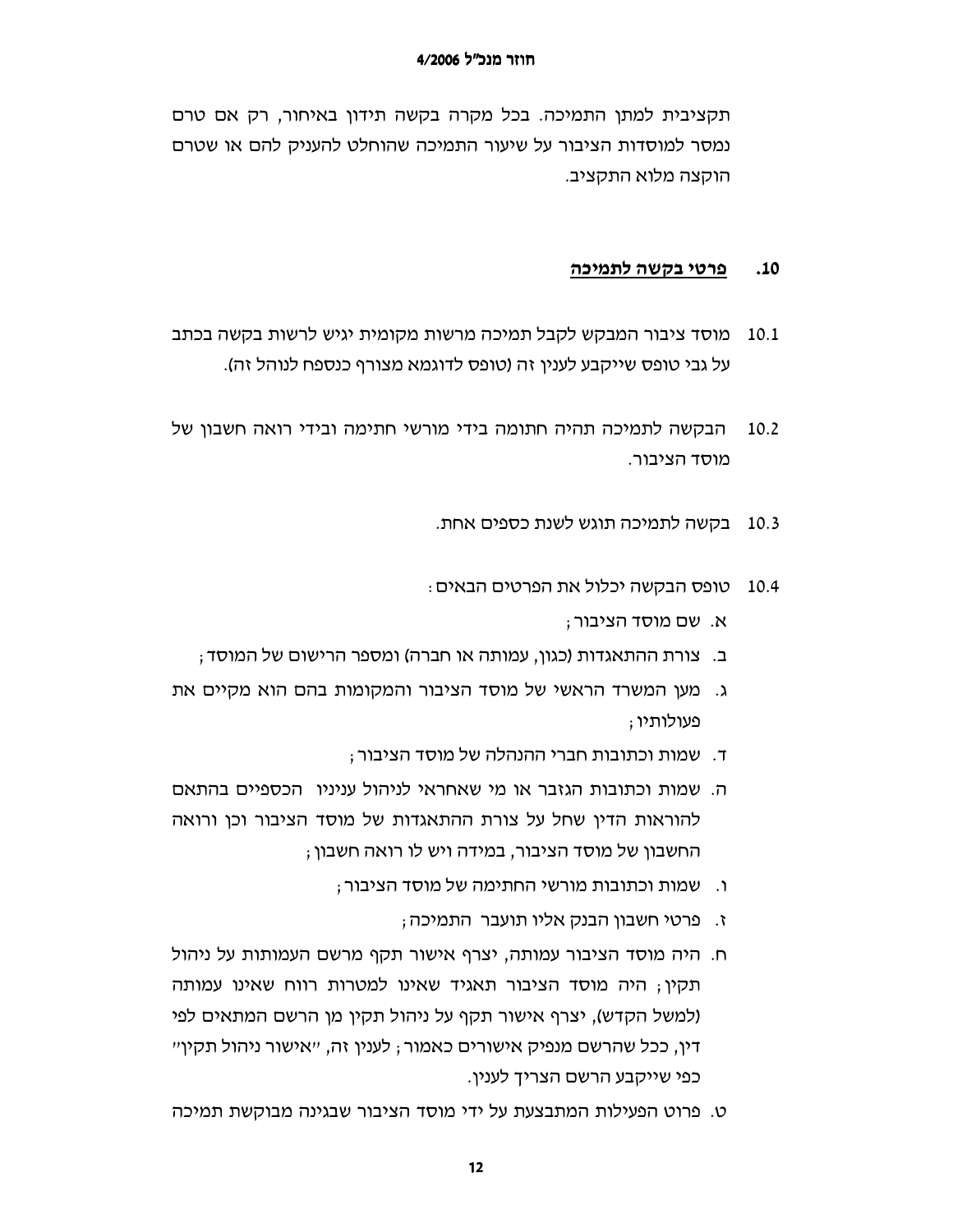תקציבית למתן התמיכה. בכל מקרה בקשה תידון באיחור, רק אם טרם נמסר למוסדות הציבור על שיעור התמיכה שהוחלט להעניק להם או שטרם הוקצה מלוא התקציב.

## 10. פרטי בקשה לתמיכה

10.1 מוסד ציבור המבקש לקבל תמיכה מרשות מקומית יגיש לרשות בקשה בכתב על גבי טופס שייקבע לענין זה (טופס לדוגמא מצורף כנספח לנוהל זה).

10.2 הבקשה לתמיכה תהיה חתומה בידי מורשי חתימה ובידי רואה חשבון של מוסד הציבור.

10.3 בקשה לתמיכה תוגש לשנת כספים אחת.

10.4 טופס הבקשה יכלול את הפרטים הבאים:

א. שם מוסד הציבור;

ב. צורת ההתאגדות (כגון, עמותה או חברה) ומספר הרישום של המוסד;

ג. מען המשרד הראשי של מוסד הציבור והמקומות בהם הוא מקיים את פעולותיו;

ד. שמות וכתובות חברי ההנהלה של מוסד הציבור;

ה. שמות וכתובות הגזבר או מי שאחראי לניהול ענייניו הכספיים בהתאם להוראות הדין שחל על צורת ההתאגדות של מוסד הציבור וכן ורואה החשבון של מוסד הציבור, במידה ויש לו רואה חשבון;

ו. שמות וכתובות מורשי החתימה של מוסד הציבור;

ז. פרטי חשבון הבנק אליו תועבר התמיכה;

ח. היה מוסד הציבור עמותה, יצרף אישור תקף מרשם העמותות על ניהול תקין; היה מוסד הציבור תאגיד שאינו למטרות רווח שאינו עמותה (למשל הקדש), יצרף אישור תקף על ניהול תקין מן הרשם המתאים לפי דין, ככל שהרשם מנפיק אישורים כאמור; לענין זה, "אישור ניהול תקין" כפי שייקבע הרשם הצריך לענין.

ט. פרוט הפעילות המתבצעת על ידי מוסד הציבור שבגינה מבוקשת תמיכה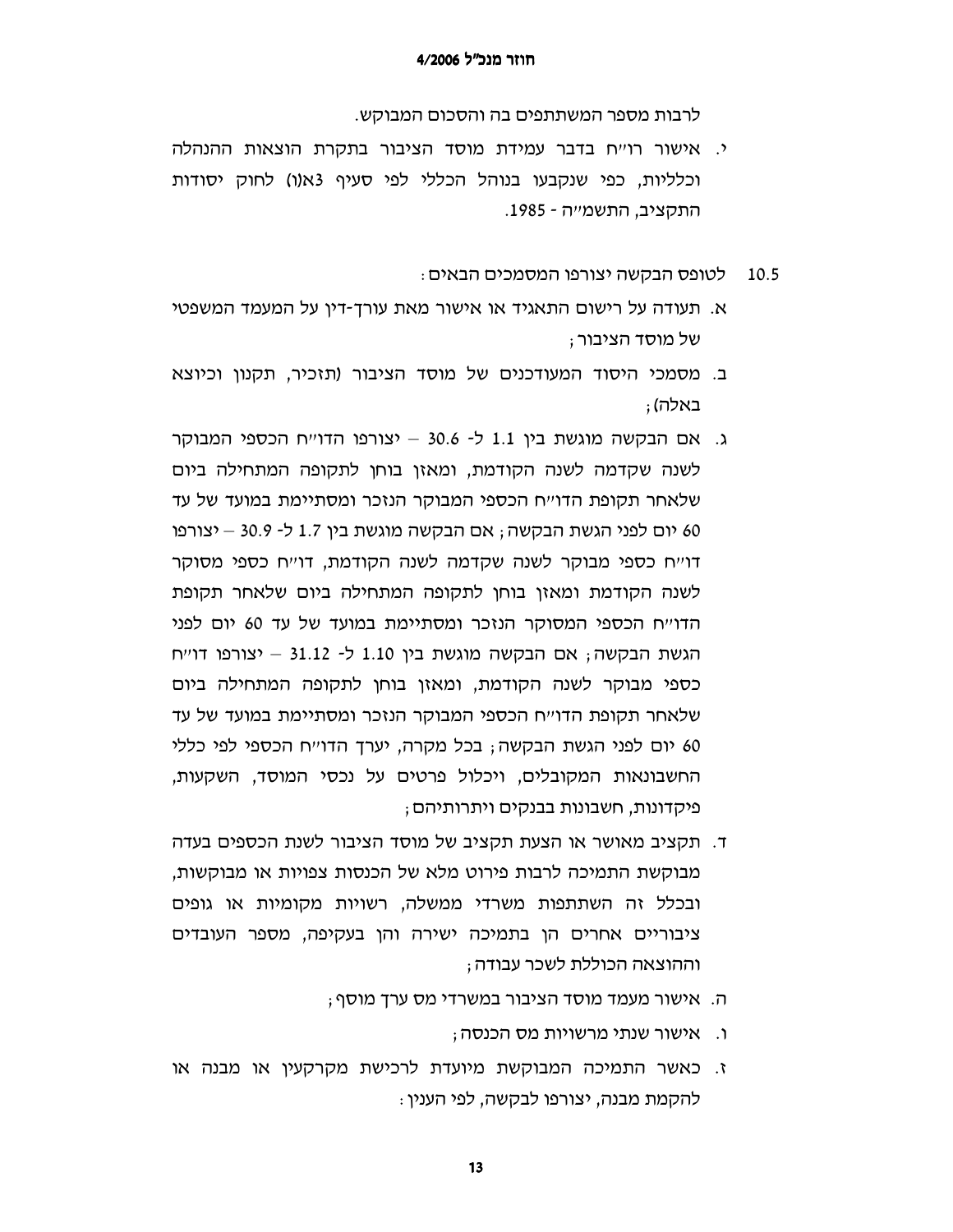לרבות מספר המשתתפים בה והסכום המבוקש.

י. אישור רו״ח בדבר עמידת מוסד הציבור בתקרת הוצאות ההנהלה וכלליות, כפי שנקבעו בנוהל הכללי לפי סעיף 3א(ו) לחוק יסודות התקציב, התשמ״ה - 1985.

10.5 לטופס הבקשה יצורפו המסמכים הבאים:

א. תעודה על רישום התאגיד או אישור מאת עורך-דין על המעמד המשפטי של מוסד הציבור;

ב. מסמכי היסוד המעודכנים של מוסד הציבור (תזכיר, תקנון וכיוצא באלה);

ג. אם הבקשה מוגשת בין 1.1 ל- 30.6 – יצורפו הדו״ח הכספי המבוקר לשנה שקדמה לשנה הקודמת, ומאזן בוחן לתקופה המתחילה ביום שלאחר תקופת הדו״ח הכספי המבוקר הנזכר ומסתיימת במועד של עד 60 יום לפני הגשת הבקשה; אם הבקשה מוגשת בין 1.7 ל- 30.9 – יצורפו דו״ח כספי מבוקר לשנה שקדמה לשנה הקודמת, דו״ח כספי מסוקר לשנה הקודמת ומאזן בוחן לתקופה המתחילה ביום שלאחר תקופת הדו״ח הכספי המסוקר הנזכר ומסתיימת במועד של עד 60 יום לפני הגשת הבקשה; אם הבקשה מוגשת בין 1.10 ל- 31.12 – יצורפו דו״ח כספי מבוקר לשנה הקודמת, ומאזן בוחן לתקופה המתחילה ביום שלאחר תקופת הדו״ח הכספי המבוקר הנזכר ומסתיימת במועד של עד 60 יום לפני הגשת הבקשה; בכל מקרה, יערך הדו״ח הכספי לפי כללי החשבונאות המקובלים, ויכלול פרטים על נכסי המוסד, השקעות, פיקדונות, חשבונות בבנקים ויתרותיהם;

ד. תקציב מאושר או הצעת תקציב של מוסד הציבור לשנת הכספים בעדה מבוקשת התמיכה לרבות פירוט מלא של הכנסות צפויות או מבוקשות, ובכלל זה השתתפות משרדי ממשלה, רשויות מקומיות או גופים ציבוריים אחרים הן בתמיכה ישירה והן בעקיפה, מספר העובדים וההוצאה הכוללת לשכר עבודה;

ה. אישור מעמד מוסד הציבור במשרדי מס ערך מוסף;

ו. אישור שנתי מרשויות מס הכנסה;

ז. כאשר התמיכה המבוקשת מיועדת לרכישת מקרקעין או מבנה או להקמת מבנה, יצורפו לבקשה, לפי הענין: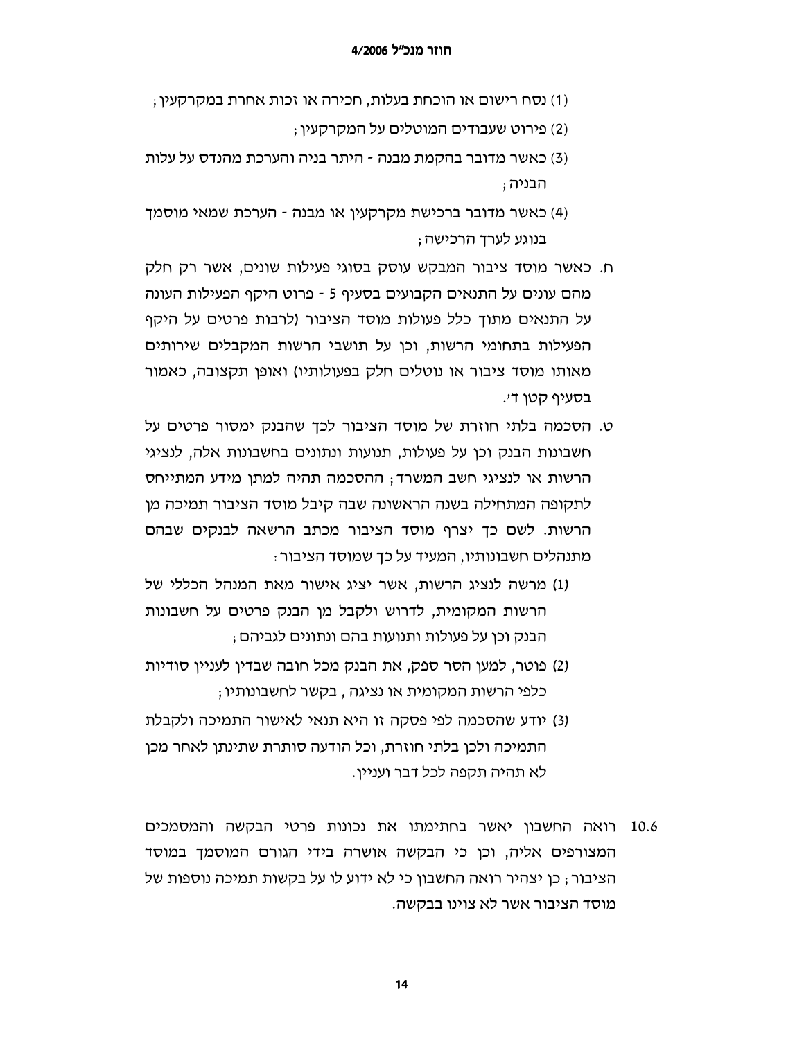(1) נסח רישום או הוכחת בעלות, חכירה או זכות אחרת במקרקעין;

(2) פירוט שעבודים המוטלים על המקרקעין;

(3) כאשר מדובר בהקמת מבנה - היתר בניה והערכת מהנדס על עלות הבניה;

(4) כאשר מדובר ברכישת מקרקעין או מבנה - הערכת שמאי מוסמך בנוגע לערך הרכישה;

ח. כאשר מוסד ציבור המבקש עוסק בסוגי פעילות שונים, אשר רק חלק מהם עונים על התנאים הקבועים בסעיף 5 - פרוט היקף הפעילות העונה על התנאים מתוך כלל פעולות מוסד הציבור (לרבות פרטים על היקף הפעילות בתחומי הרשות, וכן על תושבי הרשות המקבלים שירותים מאותו מוסד ציבור או נוטלים חלק בפעולותיו) ואופן תקצובה, כאמור בסעיף קטן ד'.

ט. הסכמה בלתי חוזרת של מוסד הציבור לכך שהבנק ימסור פרטים על חשבונות הבנק וכן על פעולות, תנועות ונתונים בחשבונות אלה, לנציגי הרשות או לנציגי חשב המשרד; ההסכמה תהיה למתן מידע המתייחס לתקופה המתחילה בשנה הראשונה שבה קיבל מוסד הציבור תמיכה מן הרשות. לשם כך יצרף מוסד הציבור מכתב הרשאה לבנקים שבהם מתנהלים חשבונותיו, המעיד על כך שמוסד הציבור:

(1) מרשה לנציג הרשות, אשר יציג אישור מאת המנהל הכללי של הרשות המקומית, לדרוש ולקבל מן הבנק פרטים על חשבונות הבנק וכן על פעולות ותנועות בהם ונתונים לגביהם;

(2) פוטר, למען הסר ספק, את הבנק מכל חובה שבדין לעניין סודיות כלפי הרשות המקומית או נציגה, בקשר לחשבונותיו;

(3) יודע שהסכמה לפי פסקה זו היא תנאי לאישור התמיכה ולקבלת התמיכה ולכן בלתי חוזרת, וכל הודעה סותרת שתינתן לאחר מכן לא תהיה תקפה לכל דבר ועניין.

10.6 רואה החשבון יאשר בחתימתו את נכונות פרטי הבקשה והמסמכים המצורפים אליה, וכן כי הבקשה אושרה בידי הגורם המוסמך במוסד הציבור; כן יצהיר רואה החשבון כי לא ידוע לו על בקשות תמיכה נוספות של מוסד הציבור אשר לא צוינו בבקשה.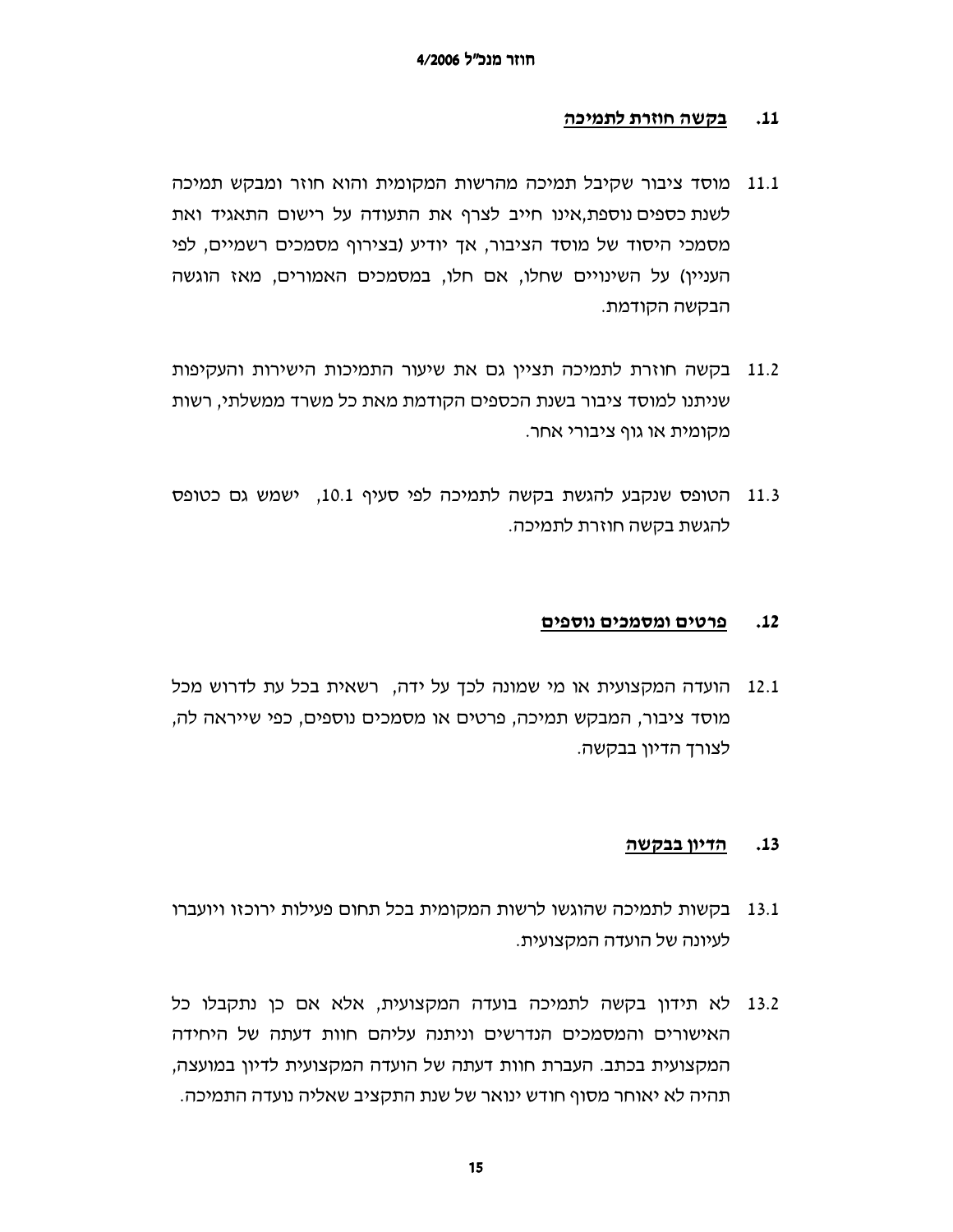## 11. בקשה חוזרת לתמיכה

11.1 מוסד ציבור שקיבל תמיכה מהרשות המקומית והוא חוזר ומבקש תמיכה לשנת כספים נוספת,אינו חייב לצרף את התעודה על רישום התאגיד ואת מסמכי היסוד של מוסד הציבור, אך יודיע (בצירוף מסמכים רשמיים, לפי העניין) על השינויים שחלו, אם חלו, במסמכים האמורים, מאז הוגשה הבקשה הקודמת.

11.2 בקשה חוזרת לתמיכה תציין גם את שיעור התמיכות הישירות והעקיפות שניתנו למוסד ציבור בשנת הכספים הקודמת מאת כל משרד ממשלתי, רשות מקומית או גוף ציבורי אחר.

11.3 הטופס שנקבע להגשת בקשה לתמיכה לפי סעיף 10.1, ישמש גם כטופס להגשת בקשה חוזרת לתמיכה.

## 12. פרטים ומסמכים נוספים

12.1 הועדה המקצועית או מי שמונה לכך על ידה, רשאית בכל עת לדרוש מכל מוסד ציבור, המבקש תמיכה, פרטים או מסמכים נוספים, כפי שייראה לה, לצורך הדיון בבקשה.

## 13. הדיון בבקשה

13.1 בקשות לתמיכה שהוגשו לרשות המקומית בכל תחום פעילות ירוכזו ויועברו לעיונה של הועדה המקצועית.

13.2 לא תידון בקשה לתמיכה בועדה המקצועית, אלא אם כן נתקבלו כל האישורים והמסמכים הנדרשים וניתנה עליהם חוות דעתה של היחידה המקצועית בכתב. העברת חוות דעתה של הועדה המקצועית לדיון במועצה, תהיה לא יאוחר מסוף חודש ינואר של שנת התקציב שאליה נועדה התמיכה.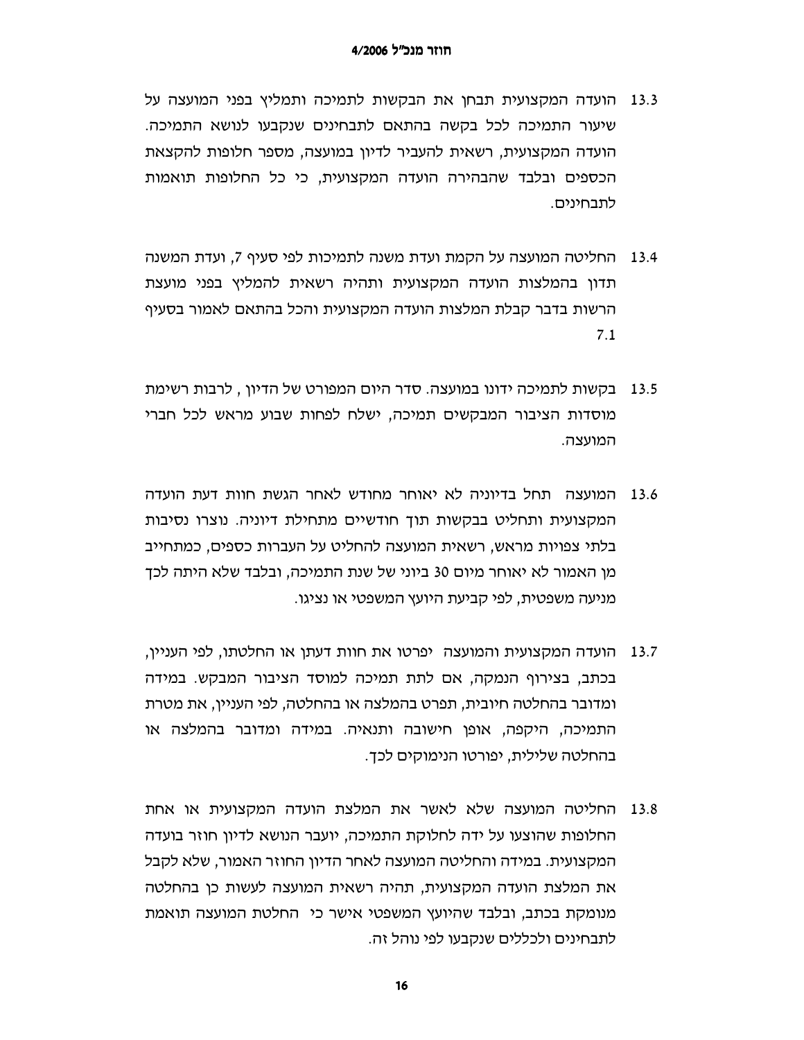13.3 הועדה המקצועית תבחן את הבקשות לתמיכה ותמליץ בפני המועצה על שיעור התמיכה לכל בקשה בהתאם לתבחינים שנקבעו לנושא התמיכה. הועדה המקצועית, רשאית להעביר לדיון במועצה, מספר חלופות להקצאת הכספים ובלבד שהבהירה הועדה המקצועית, כי כל החלופות תואמות לתבחינים.

13.4 החליטה המועצה על הקמת ועדת משנה לתמיכות לפי סעיף 7, ועדת המשנה תדון בהמלצות הועדה המקצועית ותהיה רשאית להמליץ בפני מועצת הרשות בדבר קבלת המלצות הועדה המקצועית והכל בהתאם לאמור בסעיף 7.1

13.5 בקשות לתמיכה ידונו במועצה. סדר היום המפורט של הדיון , לרבות רשימת מוסדות הציבור המבקשים תמיכה, ישלח לפחות שבוע מראש לכל חברי המועצה.

13.6 המועצה תחל בדיוניה לא יאוחר מחודש לאחר הגשת חוות דעת הועדה המקצועית ותחליט בבקשות תוך חודשיים מתחילת דיוניה. נוצרו נסיבות בלתי צפויות מראש, רשאית המועצה להחליט על העברות כספים, כמתחייב מן האמור לא יאוחר מיום 30 ביוני של שנת התמיכה, ובלבד שלא היתה לכך מניעה משפטית, לפי קביעת היועץ המשפטי או נציגו.

13.7 הועדה המקצועית והמועצה יפרטו את חוות דעתן או החלטתו, לפי העניין, בכתב, בצירוף הנמקה, אם לתת תמיכה למוסד הציבור המבקש. במידה ומדובר בהחלטה חיובית, תפרט בהמלצה או בהחלטה, לפי העניין, את מטרת התמיכה, היקפה, אופן חישובה ותנאיה. במידה ומדובר בהמלצה או בהחלטה שלילית, יפורטו הנימוקים לכך.

13.8 החליטה המועצה שלא לאשר את המלצת הועדה המקצועית או אחת החלופות שהוצעו על ידה לחלוקת התמיכה, יועבר הנושא לדיון חוזר בועדה המקצועית. במידה והחליטה המועצה לאחר הדיון החוזר האמור, שלא לקבל את המלצת הועדה המקצועית, תהיה רשאית המועצה לעשות כן בהחלטה מנומקת בכתב, ובלבד שהיועץ המשפטי אישר כי החלטת המועצה תואמת לתבחינים ולכללים שנקבעו לפי נוהל זה.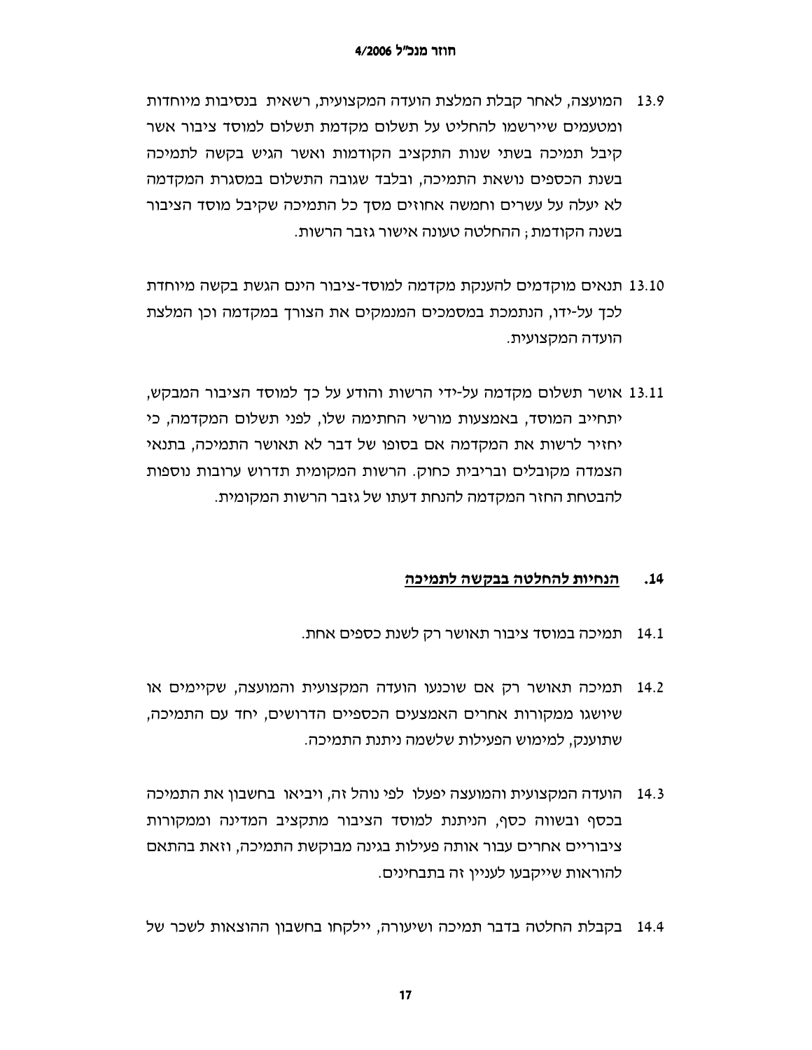13.9 המועצה, לאחר קבלת המלצת הועדה המקצועית, רשאית בנסיבות מיוחדות ומטעמים שיירשמו להחליט על תשלום מקדמת תשלום למוסד ציבור אשר קיבל תמיכה בשתי שנות התקציב הקודמות ואשר הגיש בקשה לתמיכה בשנת הכספים נושאת התמיכה, ובלבד שגובה התשלום במסגרת המקדמה לא יעלה על עשרים וחמשה אחוזים מסך כל התמיכה שקיבל מוסד הציבור בשנה הקודמת; ההחלטה טעונה אישור גזבר הרשות.

13.10 תנאים מוקדמים להענקת מקדמה למוסד-ציבור הינם הגשת בקשה מיוחדת לכך על-ידו, הנתמכת במסמכים המנמקים את הצורך במקדמה וכן המלצת הועדה המקצועית.

13.11 אושר תשלום מקדמה על-ידי הרשות והודע על כך למוסד הציבור המבקש, יתחייב המוסד, באמצעות מורשי החתימה שלו, לפני תשלום המקדמה, כי יחזיר לרשות את המקדמה אם בסופו של דבר לא תאושר התמיכה, בתנאי הצמדה מקובלים ובריבית כחוק. הרשות המקומית תדרוש ערובות נוספות להבטחת החזר המקדמה להנחת דעתו של גזבר הרשות המקומית.

## 14. <u>הנחיות להחלטה בבקשה לתמיכה</u>

14.1 תמיכה במוסד ציבור תאושר רק לשנת כספים אחת.

14.2 תמיכה תאושר רק אם שוכנעו הועדה המקצועית והמועצה, שקיימים או שיושגו ממקורות אחרים האמצעים הכספיים הדרושים, יחד עם התמיכה, שתוענק, למימוש הפעילות שלשמה ניתנת התמיכה.

14.3 הועדה המקצועית והמועצה יפעלו לפי נוהל זה, ויביאו בחשבון את התמיכה בכסף ובשווה כסף, הניתנת למוסד הציבור מתקציב המדינה וממקורות ציבוריים אחרים עבור אותה פעילות בגינה מבוקשת התמיכה, וזאת בהתאם להוראות שייקבעו לעניין זה בתבחינים.

14.4 בקבלת החלטה בדבר תמיכה ושיעורה, יילקחו בחשבון ההוצאות לשכר של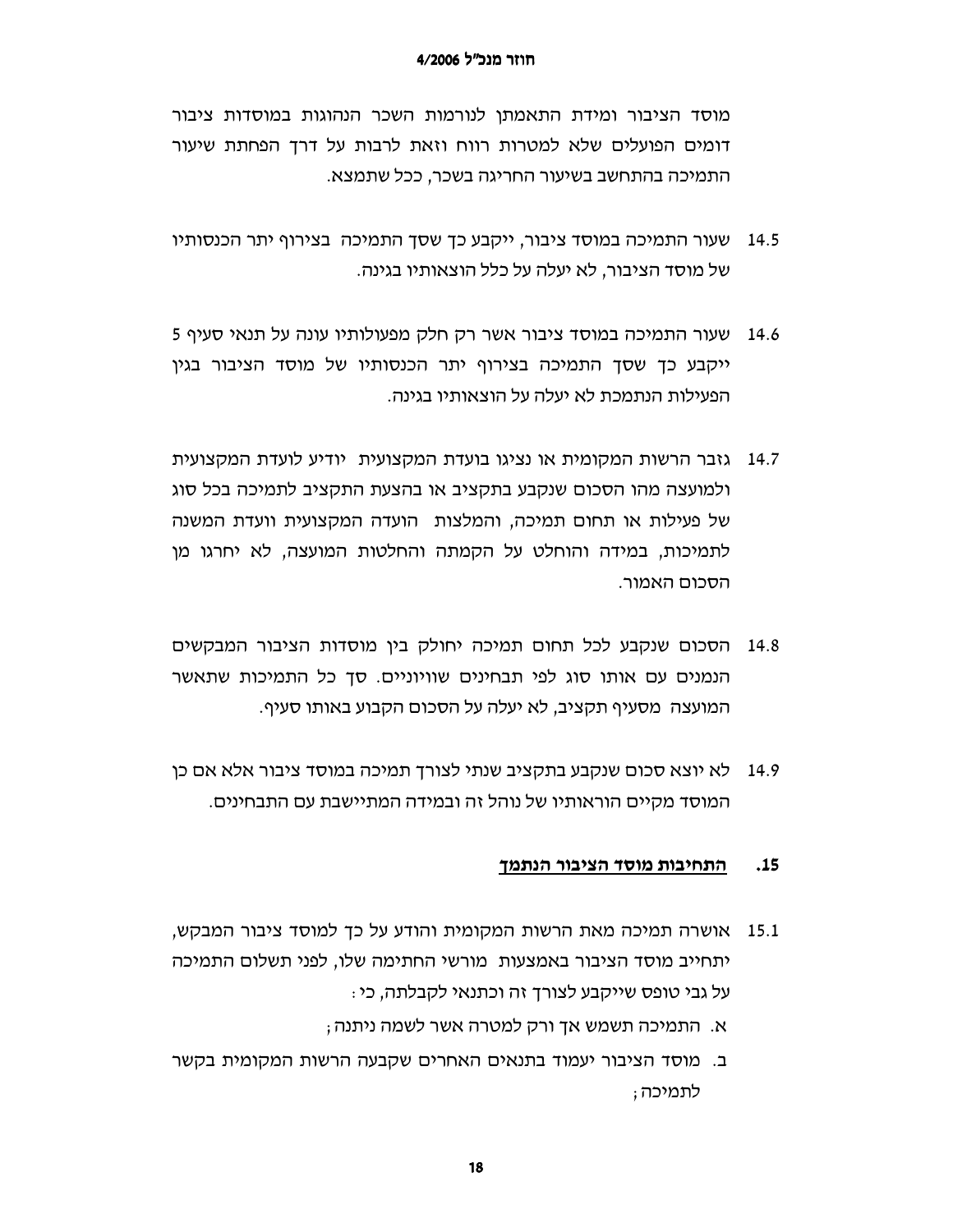מוסד הציבור ומידת התאמתן לנורמות השכר הנהוגות במוסדות ציבור דומים הפועלים שלא למטרות רווח וזאת לרבות על דרך הפחתת שיעור התמיכה בהתחשב בשיעור החריגה בשכר, ככל שתמצא.

14.5 שעור התמיכה במוסד ציבור, ייקבע כך שסך התמיכה בצירוף יתר הכנסותיו של מוסד הציבור, לא יעלה על כלל הוצאותיו בגינה.

14.6 שעור התמיכה במוסד ציבור אשר רק חלק מפעולותיו עונה על תנאי סעיף 5 ייקבע כך שסך התמיכה בצירוף יתר הכנסותיו של מוסד הציבור בגין הפעילות הנתמכת לא יעלה על הוצאותיו בגינה.

14.7 גזבר הרשות המקומית או נציגו בועדת המקצועית יודיע לועדת המקצועית ולמועצה מהו הסכום שנקבע בתקציב או בהצעת התקציב לתמיכה בכל סוג של פעילות או תחום תמיכה, והמלצות הועדה המקצועית וועדת המשנה לתמיכות, במידה והוחלט על הקמתה והחלטות המועצה, לא יחרגו מן הסכום האמור.

14.8 הסכום שנקבע לכל תחום תמיכה יחולק בין מוסדות הציבור המבקשים הנמנים עם אותו סוג לפי תבחינים שוויוניים. סך כל התמיכות שתאשר המועצה מסעיף תקציב, לא יעלה על הסכום הקבוע באותו סעיף.

14.9 לא יוצא סכום שנקבע בתקציב שנתי לצורך תמיכה במוסד ציבור אלא אם כן המוסד מקיים הוראותיו של נוהל זה ובמידה המתיישבת עם התבחינים.

## 15. התחיבות מוסד הציבור הנתמך

15.1 אושרה תמיכה מאת הרשות המקומית והודע על כך למוסד ציבור המבקש, יתחייב מוסד הציבור באמצעות מורשי החתימה שלו, לפני תשלום התמיכה על גבי טופס שייקבע לצורך זה וכתנאי לקבלתה, כי:

א. התמיכה תשמש אך ורק למטרה אשר לשמה ניתנה;

ב. מוסד הציבור יעמוד בתנאים האחרים שקבעה הרשות המקומית בקשר לתמיכה;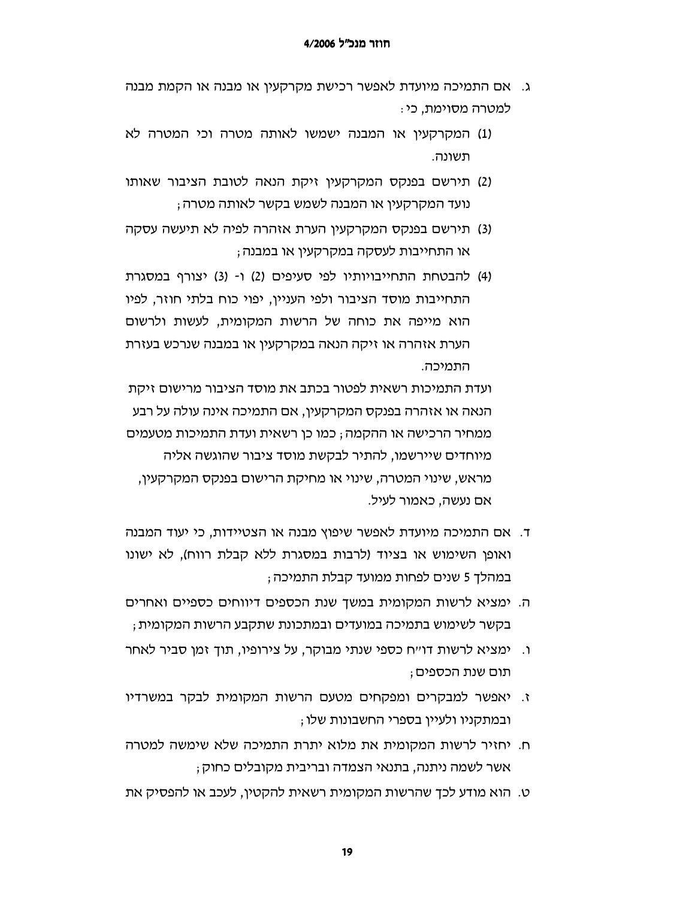ג. אם התמיכה מיועדת לאפשר רכישת מקרקעין או מבנה או הקמת מבנה למטרה מסוימת, כי:

(1) המקרקעין או המבנה ישמשו לאותה מטרה וכי המטרה לא תשונה.

(2) תירשם בפנקס המקרקעין זיקת הנאה לטובת הציבור שאותו נועד המקרקעין או המבנה לשמש בקשר לאותה מטרה;

(3) תירשם בפנקס המקרקעין הערת אזהרה לפיה לא תיעשה עסקה או התחייבות לעסקה במקרקעין או במבנה;

(4) להבטחת התחייבויותיו לפי סעיפים (2) ו- (3) יצורף במסגרת התחייבות מוסד הציבור ולפי העניין, יפוי כוח בלתי חוזר, לפיו הוא מייפה את כוחה של הרשות המקומית, לעשות ולרשום הערת אזהרה או זיקה הנאה במקרקעין או במבנה שנרכש בעזרת התמיכה.

ועדת התמיכות רשאית לפטור בכתב את מוסד הציבור מרישום זיקת הנאה או אזהרה בפנקס המקרקעין, אם התמיכה אינה עולה על רבע ממחיר הרכישה או ההקמה; כמו כן רשאית ועדת התמיכות מטעמים מיוחדים שיירשמו, להתיר לבקשת מוסד ציבור שהוגשה אליה מראש, שינוי המטרה, שינוי או מחיקת הרישום בפנקס המקרקעין, אם נעשה, כאמור לעיל.

ד. אם התמיכה מיועדת לאפשר שיפוץ מבנה או הצטיידות, כי יעוד המבנה ואופן השימוש או בציוד (לרבות במסגרת ללא קבלת רווח), לא ישונו במהלך 5 שנים לפחות ממועד קבלת התמיכה;

ה. ימציא לרשות המקומית במשך שנת הכספים דיווחים כספיים ואחרים בקשר לשימוש בתמיכה במועדים ובמתכונת שתקבע הרשות המקומית;

ו. ימציא לרשות דו"ח כספי שנתי מבוקר, על צירופיו, תוך זמן סביר לאחר תום שנת הכספים;

ז. יאפשר למבקרים ומפקחים מטעם הרשות המקומית לבקר במשרדיו ובמתקניו ולעיין בספרי החשבונות שלו;

ח. יחזיר לרשות המקומית את מלוא יתרת התמיכה שלא שימשה למטרה אשר לשמה ניתנה, בתנאי הצמדה וריבית מקובלים כחוק;

ט. הוא מודע לכך שהרשות המקומית רשאית להקטין, לעכב או להפסיק את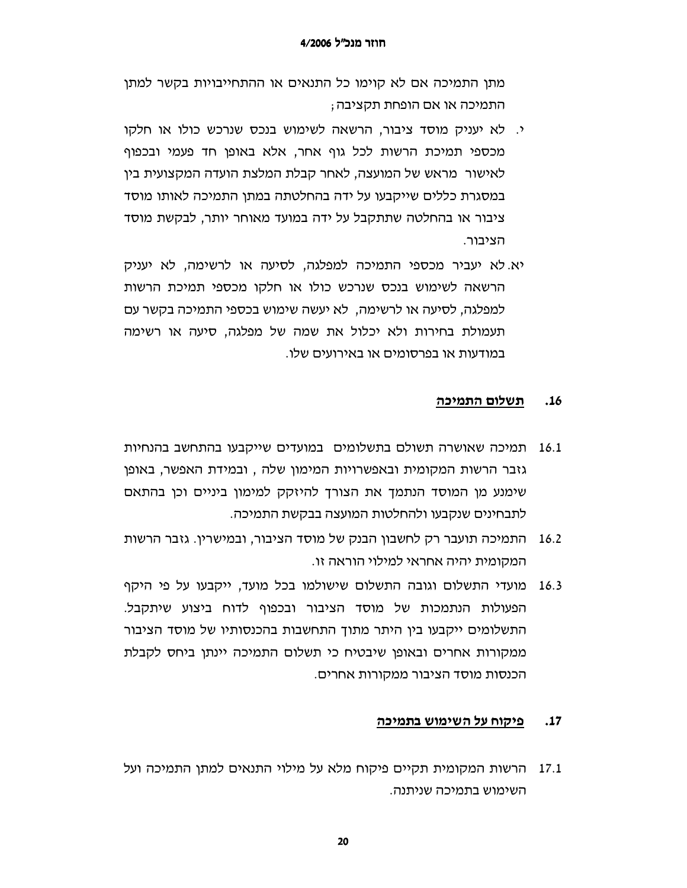מתן התמיכה אם לא קוימו כל התנאים או ההתחייבויות בקשר למתן התמיכה או אם הופחת תקציבה;

י. לא יעניק מוסד ציבור, הרשאה לשימוש בנכס שנרכש כולו או חלקו מכספי תמיכת הרשות לכל גוף אחר, אלא באופן חד פעמי ובכפוף לאישור מראש של המועצה, לאחר קבלת המלצת הועדה המקצועית בין במסגרת כללים שייקבעו על ידה בהחלטתה במתן התמיכה לאותו מוסד ציבור או בהחלטה שתתקבל על ידה במועד מאוחר יותר, לבקשת מוסד הציבור.

יא. לא יעביר מכספי התמיכה למפלגה, לסיעה או לרשימה, לא יעניק הרשאה לשימוש בנכס שנרכש כולו או חלקו מכספי תמיכת הרשות למפלגה, לסיעה או לרשימה, לא יעשה שימוש בכספי התמיכה בקשר עם תעמולת בחירות ולא יכלול את שמה של מפלגה, סיעה או רשימה במודעות או בפרסומים או באירועים שלו.

## 16. תשלום התמיכה

16.1 תמיכה שאושרה תשולם בתשלומים במועדים שייקבעו בהתחשב בהנחיות גזבר הרשות המקומית ובאפשרויות המימון שלה , ובמידת האפשר, באופן שימנע מן המוסד הנתמך את הצורך להיזקק למימון ביניים וכן בהתאם לתבחינים שנקבעו ולהחלטות המועצה בבקשת התמיכה.

16.2 התמיכה תועבר רק לחשבון הבנק של מוסד הציבור, ובמישרין. גזבר הרשות המקומית יהיה אחראי למילוי הוראה זו.

16.3 מועדי התשלום וגובה התשלום שישולמו בכל מועד, ייקבעו על פי היקף הפעולות הנתמכות של מוסד הציבור ובכפוף לדוח ביצוע שיתקבל. התשלומים ייקבעו בין היתר מתוך התחשבות בהכנסותיו של מוסד הציבור ממקורות אחרים ובאופן שיבטיח כי תשלום התמיכה יינתן ביחס לקבלת הכנסות מוסד הציבור ממקורות אחרים.

## 17. פיקוח על השימוש בתמיכה

17.1 הרשות המקומית תקיים פיקוח מלא על מילוי התנאים למתן התמיכה ועל השימוש בתמיכה שניתנה.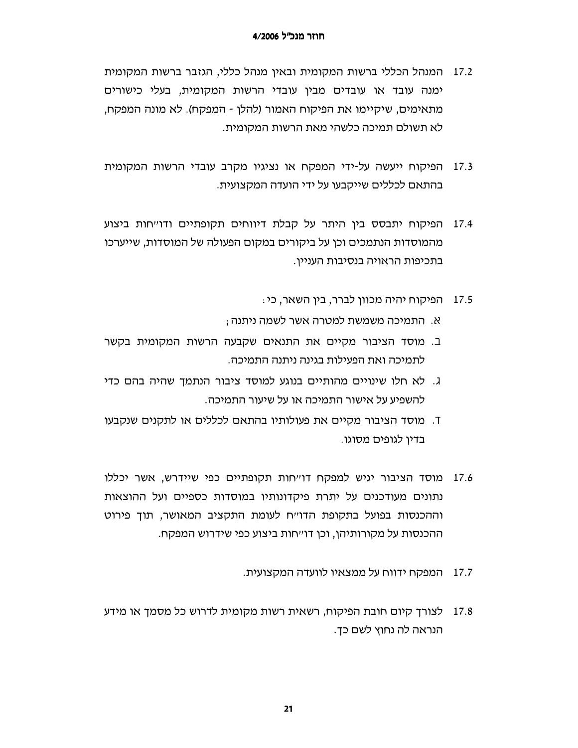17.2 המנהל הכללי ברשות המקומית ובאין מנהל כללי, הגזבר ברשות המקומית ימנה עובד או עובדים מבין עובדי הרשות המקומית, בעלי כישורים מתאימים, שיקיימו את הפיקוח האמור (להלן - המפקח). לא מונה המפקח, לא תשולם תמיכה כלשהי מאת הרשות המקומית.

17.3 הפיקוח ייעשה על-ידי המפקח או נציגיו מקרב עובדי הרשות המקומית בהתאם לכללים שייקבעו על ידי הועדה המקצועית.

17.4 הפיקוח יתבסס בין היתר על קבלת דיווחים תקופתיים ודו״חות ביצוע מהמוסדות הנתמכים וכן על ביקורים במקום הפעולה של המוסדות, שייערכו בתכיפות הראויה בנסיבות העניין.

17.5 הפיקוח יהיה מכוון לברר, בין השאר, כי:

א. התמיכה משמשת למטרה אשר לשמה ניתנה;

ב. מוסד הציבור מקיים את התנאים שקבעה הרשות המקומית בקשר לתמיכה ואת הפעילות בגינה ניתנה התמיכה.

ג. לא חלו שינויים מהותיים בנוגע למוסד ציבור הנתמך שהיה בהם כדי להשפיע על אישור התמיכה או על שיעור התמיכה.

ד. מוסד הציבור מקיים את פעולותיו בהתאם לכללים או לתקנים שנקבעו בדין לגופים מסוגו.

17.6 מוסד הציבור יגיש למפקח דו״חות תקופתיים כפי שיידרש, אשר יכללו נתונים מעודכנים על יתרת פיקדונותיו במוסדות כספיים ועל ההוצאות וההכנסות בפועל בתקופת הדו״ח לעומת התקציב המאושר, תוך פירוט ההכנסות על מקורותיהן, וכן דו״חות ביצוע כפי שידרוש המפקח.

17.7 המפקח ידווח על ממצאיו לוועדה המקצועית.

17.8 לצורך קיום חובת הפיקוח, רשאית רשות מקומית לדרוש כל מסמך או מידע הנראה לה נחוץ לשם כך.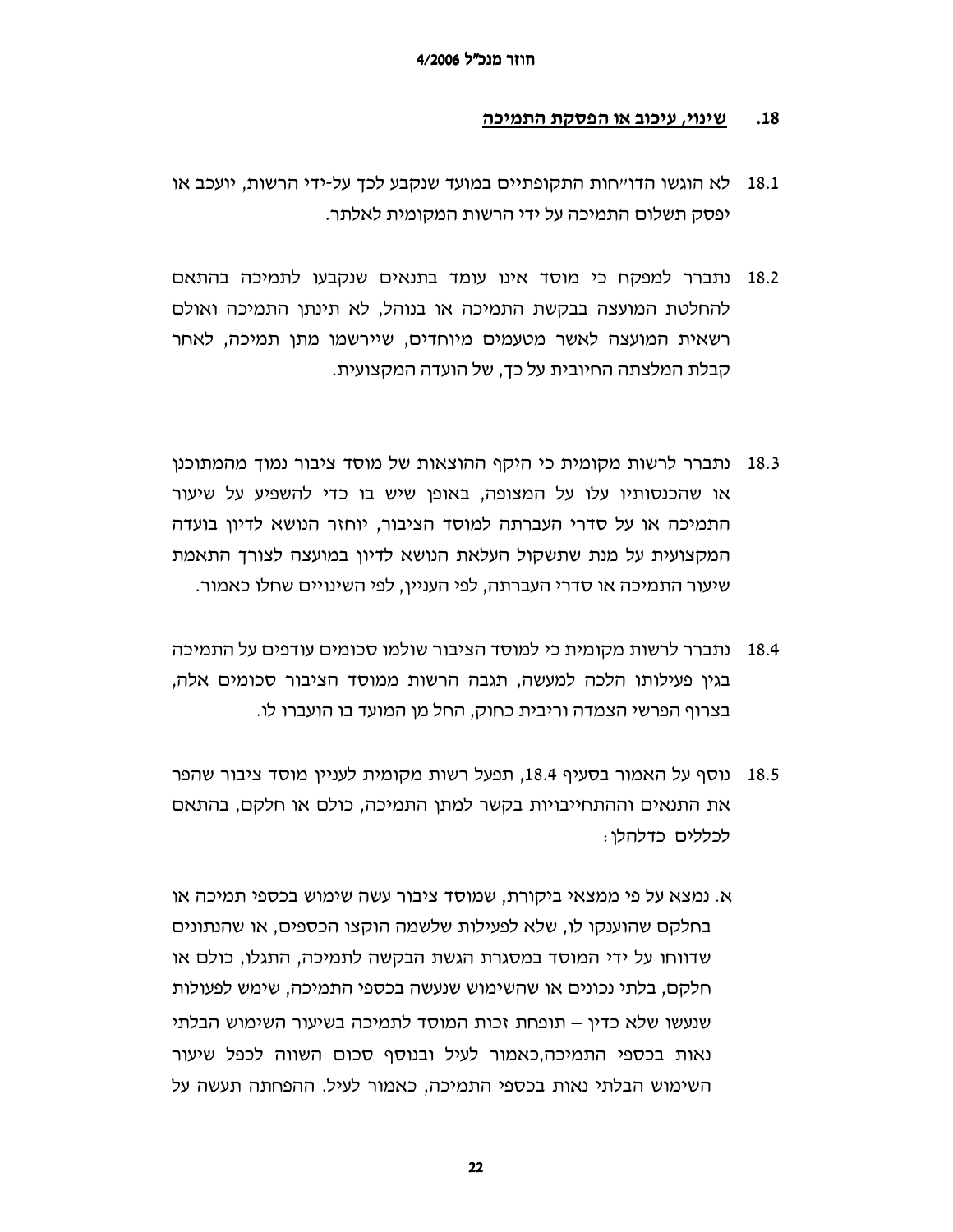## 18. שינוי, עיכוב או הפסקת התמיכה

18.1 לא הוגשו הדו"חות התקופתיים במועד שנקבע לכך על-ידי הרשות, יועכב או יפסק תשלום התמיכה על ידי הרשות המקומית לאלתר.

18.2 נתברר למפקח כי מוסד אינו עומד בתנאים שנקבעו לתמיכה בהתאם להחלטת המועצה בבקשת התמיכה או בנוהל, לא תינתן התמיכה ואולם רשאית המועצה לאשר מטעמים מיוחדים, שיירשמו מתן תמיכה, לאחר קבלת המלצתה החיובית על כך, של הועדה המקצועית.

18.3 נתברר לרשות מקומית כי היקף ההוצאות של מוסד ציבור נמוך מהמתוכנן או שהכנסותיו עלו על המצופה, באופן שיש בו כדי להשפיע על שיעור התמיכה או על סדרי העברתה למוסד הציבור, יוחזר הנושא לדיון בועדה המקצועית על מנת שתשקול העלאת הנושא לדיון במועצה לצורך התאמת שיעור התמיכה או סדרי העברתה, לפי העניין, לפי השינויים שחלו כאמור.

18.4 נתברר לרשות מקומית כי למוסד הציבור שולמו סכומים עודפים על התמיכה בגין פעילותו הלכה למעשה, תגבה הרשות ממוסד הציבור סכומים אלה, בצרוף הפרשי הצמדה וריבית כחוק, החל מן המועד בו הועברו לו.

18.5 נוסף על האמור בסעיף 18.4, תפעל רשות מקומית לעניין מוסד ציבור שהפר את התנאים וההתחייבויות בקשר למתן התמיכה, כולם או חלקם, בהתאם לכללים כדלהלן:

א. נמצא על פי ממצאי ביקורת, שמוסד ציבור עשה שימוש בכספי תמיכה או בחלקם שהוענקו לו, שלא לפעילות שלשמה הוקצו הכספים, או שהנתונים שדווחו על ידי המוסד במסגרת הגשת הבקשה לתמיכה, התגלו, כולם או חלקם, בלתי נכונים או שהשימוש שנעשה בכספי התמיכה, שימש לפעולות שנעשו שלא כדין – תופחת זכות המוסד לתמיכה בשיעור השימוש הבלתי נאות בכספי התמיכה,כאמור לעיל ובנוסף סכום השווה לכפל שיעור השימוש הבלתי נאות בכספי התמיכה, כאמור לעיל. ההפחתה תעשה על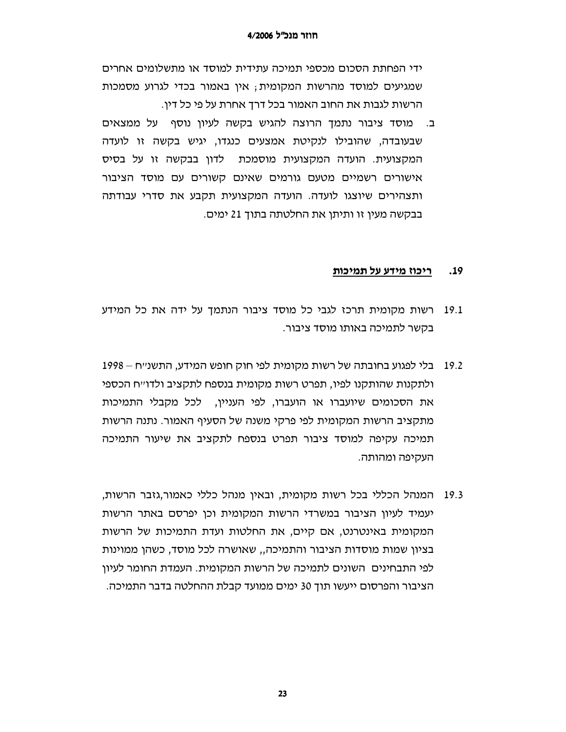ידי הפחתת הסכום מכספי תמיכה עתידית למוסד או מתשלומים אחרים שמגיעים למוסד מהרשות המקומית; אין באמור בכדי לגרוע מסמכות הרשות לגבות את החוב האמור בכל דרך אחרת על פי כל דין.

ב. מוסד ציבור נתמך הרוצה להגיש בקשה לעיון נוסף על ממצאים שבעובדה, שהובילו לנקיטת אמצעים כנגדו, יגיש בקשה זו לועדה המקצועית. הועדה המקצועית מוסמכת לדון בבקשה זו על בסיס אישורים רשמיים מטעם גורמים שאינם קשורים עם מוסד הציבור ותצהירים שיוצגו לועדה. הועדה המקצועית תקבע את סדרי עבודתה בבקשה מעין זו ותיתן את החלטתה בתוך 21 ימים.

## 19. <u>ריכוז מידע על תמיכות</u>

19.1 רשות מקומית תרכז לגבי כל מוסד ציבור הנתמך על ידה את כל המידע בקשר לתמיכה באותו מוסד ציבור.

19.2 בלי לפגוע בחובתה של רשות מקומית לפי חוק חופש המידע, התשנ"ח – 1998 ולתקנות שהותקנו לפיו, תפרט רשות מקומית בנספח לתקציב ולדו"ח הכספי את הסכומים שיועברו או הועברו, לפי העניין, לכל מקבלי התמיכות מתקציב הרשות המקומית לפי פרקי משנה של הסעיף האמור. נתנה הרשות תמיכה עקיפה למוסד ציבור תפרט בנספח לתקציב את שיעור התמיכה העקיפה ומהותה.

19.3 המנהל הכללי בכל רשות מקומית, ובאין מנהל כללי כאמור,גזבר הרשות, יעמיד לעיון הציבור במשרדי הרשות המקומית וכן יפרסם באתר הרשות המקומית באינטרנט, אם קיים, את החלטות ועדת התמיכות של הרשות בציון שמות מוסדות הציבור והתמיכה,, שאושרה לכל מוסד, כשהן ממוינות לפי התבחינים השונים לתמיכה של הרשות המקומית. העמדת החומר לעיון הציבור והפרסום ייעשו תוך 30 ימים ממועד קבלת ההחלטה בדבר התמיכה.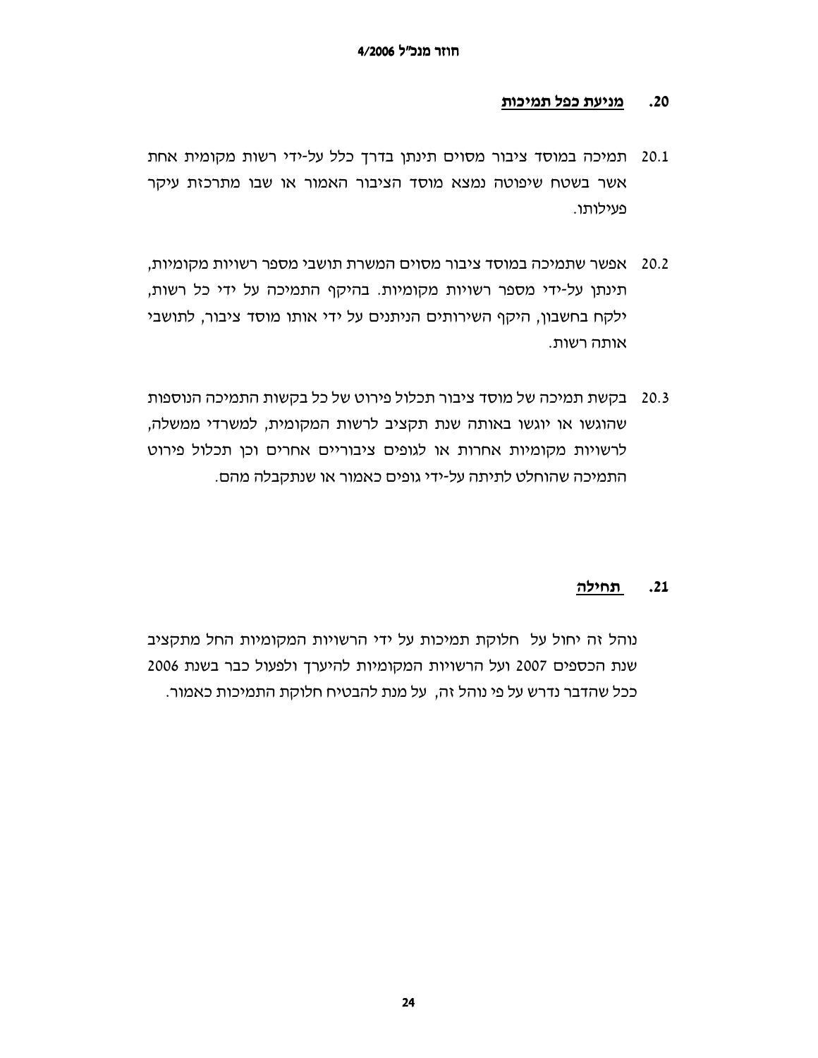## 20. מניעת כפל תמיכות

20.1 תמיכה במוסד ציבור מסוים תינתן בדרך כלל על-ידי רשות מקומית אחת אשר בשטח שיפוטה נמצא מוסד הציבור האמור או שבו מתרכזת עיקר פעילותו.

20.2 אפשר שתמיכה במוסד ציבור מסוים המשרת תושבי מספר רשויות מקומיות, תינתן על-ידי מספר רשויות מקומיות. בהיקף התמיכה על ידי כל רשות, ילקח בחשבון, היקף השירותים הניתנים על ידי אותו מוסד ציבור, לתושבי אותה רשות.

20.3 בקשת תמיכה של מוסד ציבור תכלול פירוט של כל בקשות התמיכה הנוספות שהוגשו או יוגשו באותה שנת תקציב לרשות המקומית, למשרדי ממשלה, לרשויות מקומיות אחרות או לגופים ציבוריים אחרים וכן תכלול פירוט התמיכה שהוחלט לתיתה על-ידי גופים כאמור או שנתקבלה מהם.

## 21. תחילה

נוהל זה יחול על חלוקת תמיכות על ידי הרשויות המקומיות החל מתקציב שנת הכספים 2007 ועל הרשויות המקומיות להיערך ולפעול כבר בשנת 2006 ככל שהדבר נדרש על פי נוהל זה, על מנת להבטיח חלוקת התמיכות כאמור.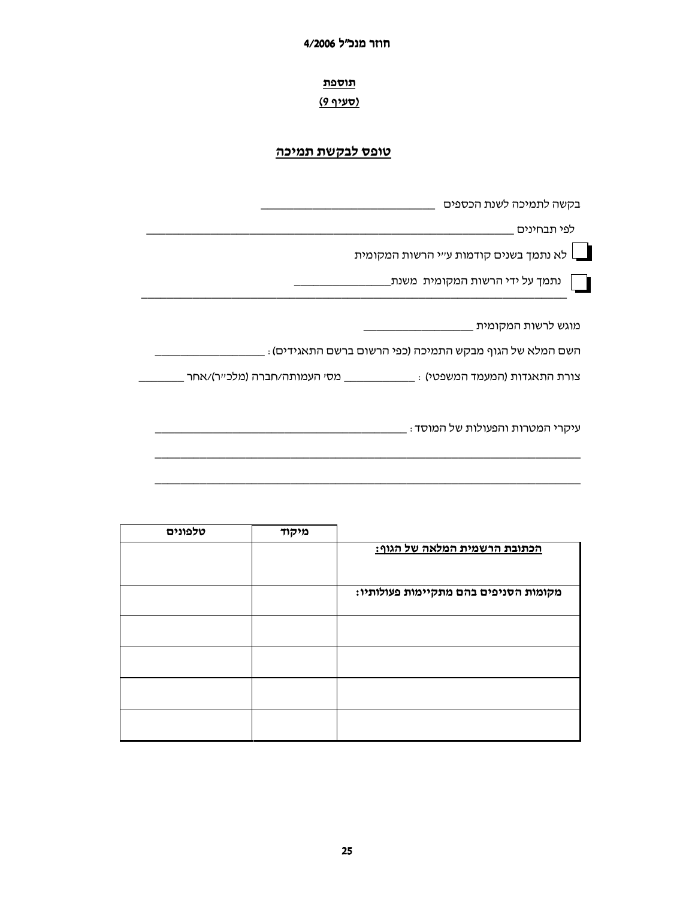**תוספת**

**(סעיף 9)**

## טופס לבקשת תמיכה

בקשה לתמיכה לשנת הכספים ______________________________

לפי תבחינים ______________________________________________________________

☐ לא נתמך בשנים קודמות ע״י הרשות המקומית

☐ נתמך על ידי הרשות המקומית משנת_________________

___________________________________________________________________________

מוגש לרשות המקומית ___________________

השם המלא של הגוף מבקש התמיכה (כפי הרשום ברשם התאגידים) : ___________________

צורת התאגדות (המעמד המשפטי) : _____________ מס׳ העמותה/חברה (מלכ״ר)/אחר ________

עיקרי המטרות והפעולות של המוסד : ____________________________________________

___________________________________________________________________________

___________________________________________________________________________

| | מיקוד | טלפונים |
|---|---|---|
| **הכתובת הרשמית המלאה של הגוף:** | | |
| **מקומות הסניפים בהם מתקיימות פעולותיו:** | | |
| | | |
| | | |
| | | |
| | | |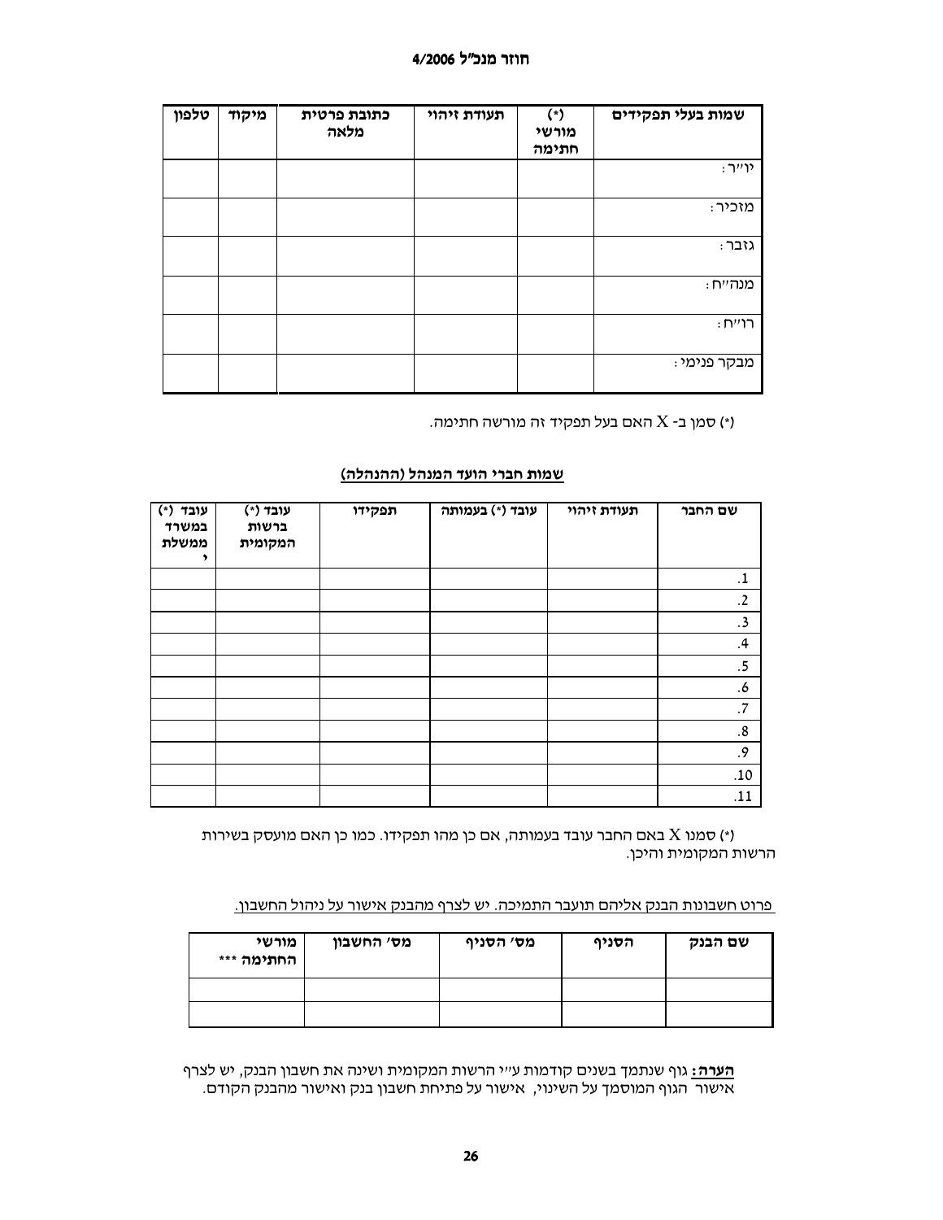| שמות בעלי תפקידים | (*) מורשי חתימה | תעודת זיהוי | כתובת פרטית מלאה | מיקוד | טלפון |
|---|---|---|---|---|---|
| יו"ר: | | | | | |
| מזכיר: | | | | | |
| גזבר: | | | | | |
| מנה"ח: | | | | | |
| רו"ח: | | | | | |
| מבקר פנימי: | | | | | |

(*) סמן ב- X האם בעל תפקיד זה מורשה חתימה.

<u>שמות חברי הועד המנהל (ההנהלה)</u>

| שם החבר | תעודת זיהוי | עובד (*) בעמותה | תפקידו | עובד (*) ברשות המקומית | עובד (*) במשרד ממשלתי |
|---|---|---|---|---|---|
| .1 | | | | | |
| .2 | | | | | |
| .3 | | | | | |
| .4 | | | | | |
| .5 | | | | | |
| .6 | | | | | |
| .7 | | | | | |
| .8 | | | | | |
| .9 | | | | | |
| .10 | | | | | |
| .11 | | | | | |

(*) סמנו X באם החבר עובד בעמותה, אם כן מהו תפקידו. כמו כן האם מועסק בשירות הרשות המקומית והיכן.

<u>פרוט חשבונות הבנק אליהם תועבר התמיכה. יש לצרף מהבנק אישור על ניהול החשבון.</u>

| שם הבנק | הסניף | מס' הסניף | מס' החשבון | מורשי החתימה *** |
|---|---|---|---|---|
| | | | | |
| | | | | |

**<u>הערה:</u>** גוף שנתמך בשנים קודמות ע"י הרשות המקומית ושינה את חשבון הבנק, יש לצרף אישור הגוף המוסמך על השינוי, אישור על פתיחת חשבון בנק ואישור מהבנק הקודם.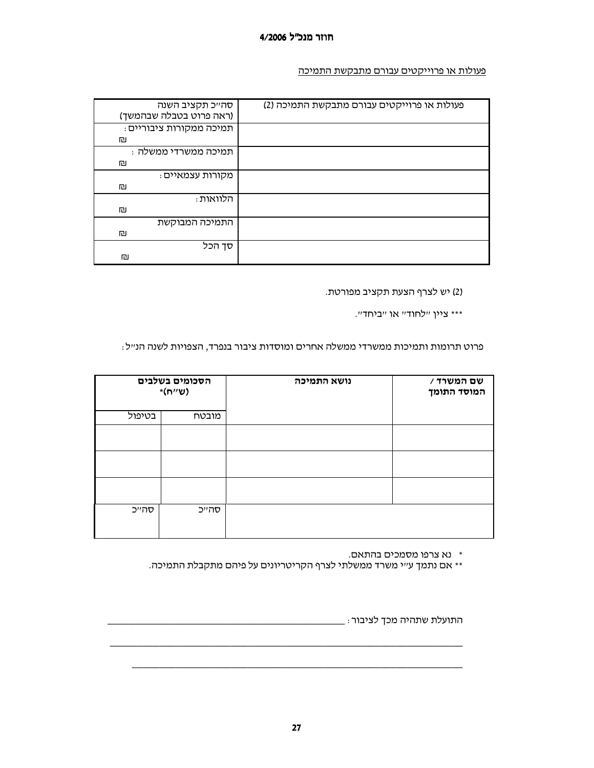<u>פעולות או פרוייקטים עבורם מתבקשת התמיכה</u>

| פעולות או פרוייקטים עבורם מתבקשת התמיכה (2) | סה"כ תקציב השנה (ראה פרוט בטבלה שבהמשך) |
| --- | --- |
| | תמיכה ממקורות ציבוריים: ₪ |
| | תמיכה ממשרדי ממשלה: ₪ |
| | מקורות עצמאיים: ₪ |
| | הלוואות: ₪ |
| | התמיכה המבוקשת ₪ |
| | סך הכל ₪ |

(2) יש לצרף הצעת תקציב מפורטת.

*** ציין "לחוד" או "ביחד".

פרוט תרומות ותמיכות ממשרדי ממשלה אחרים ומוסדות ציבור בנפרד, הצפויות לשנה הנ"ל:

| **שם המשרד / המוסד התומך** | **נושא התמיכה** | **הסכומים בשלבים (ש"ח)*** | |
| --- | --- | --- | --- |
| | | מובטח | בטיפול |
| | | | |
| | | | |
| | | | |
| | | סה"כ | סה"כ |

\* נא צרפו מסמכים בהתאם.
** אם נתמך ע"י משרד ממשלתי לצרף הקריטריונים על פיהם מתקבלת התמיכה.

התועלת שתהיה מכך לציבור: ______________________________________________

______________________________________________________________________

______________________________________________________________________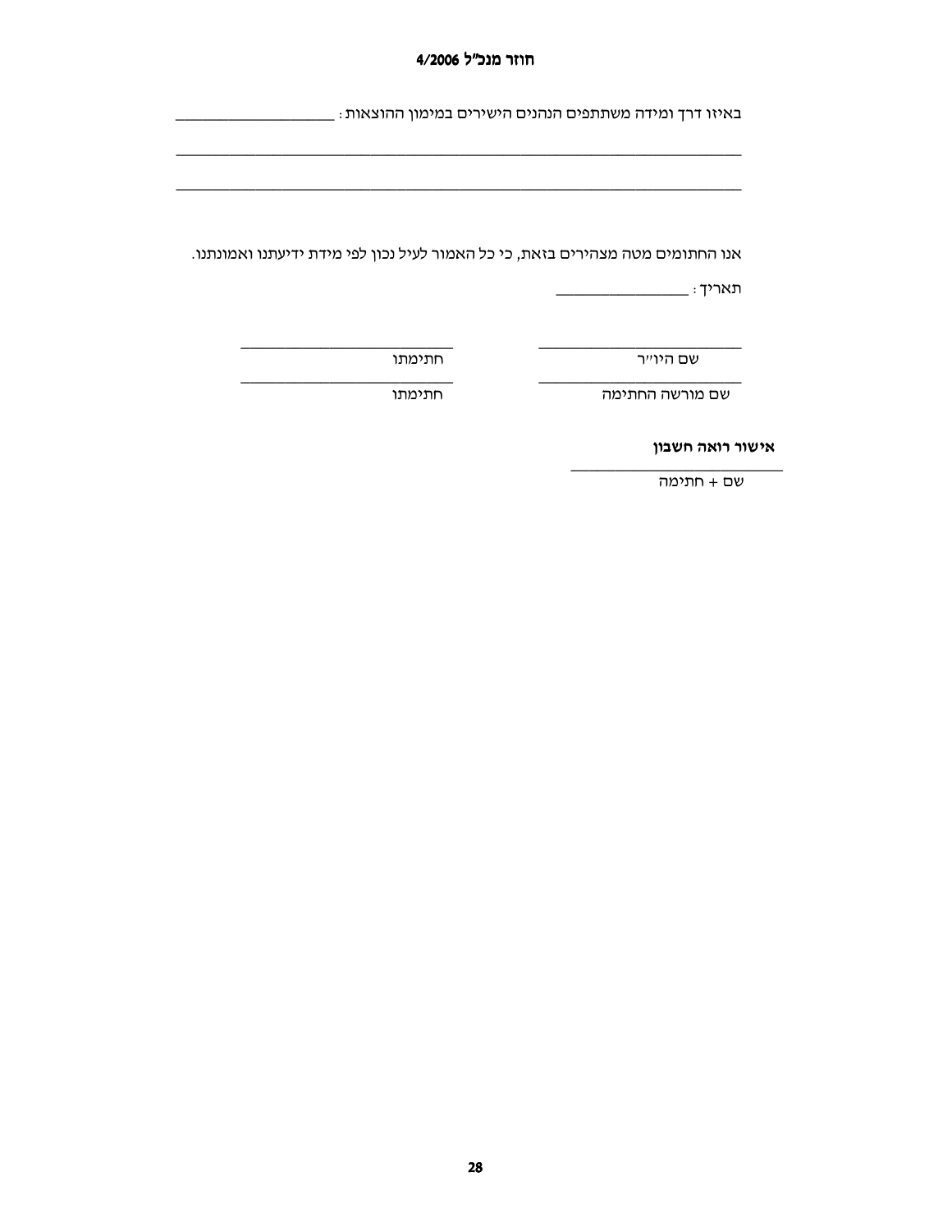באיזו דרך ומידה משתתפים הנהנים הישירים במימון ההוצאות: ____________________

______________________________________________________________________________

______________________________________________________________________________

אנו החתומים מטה מצהירים בזאת, כי כל האמור לעיל נכון לפי מידת ידיעתנו ואמונתנו.

תאריך: ________________

| | |
|---|---|
| ______________________ | ______________________ |
| שם היו"ר | חתימתו |
| ______________________ | ______________________ |
| שם מורשה החתימה | חתימתו |

**אישור רואה חשבון**

______________________

שם + חתימה